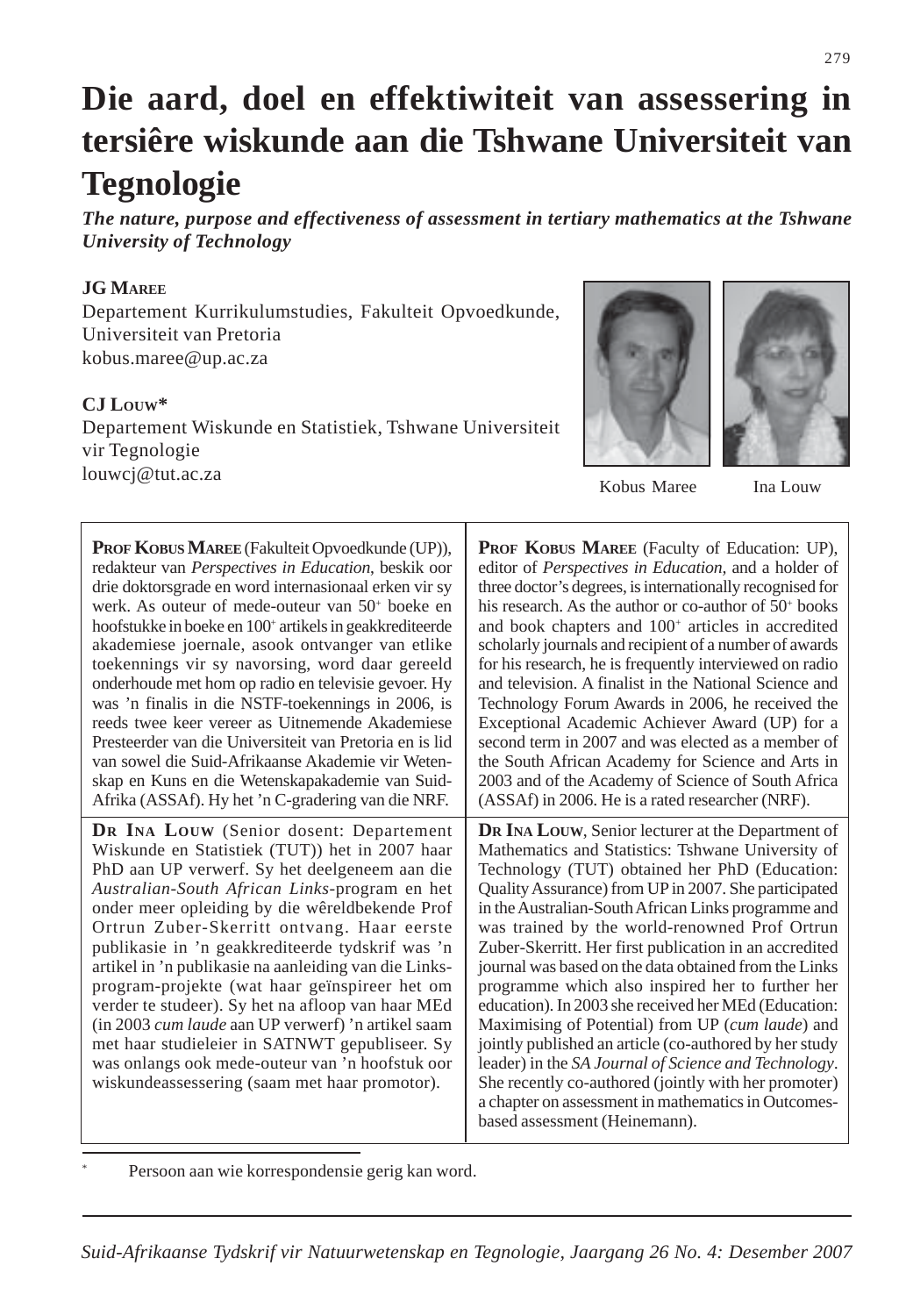# Die aard, doel en effektiwiteit van assessering in tersiêre wiskunde aan die Tshwane Universiteit van Tegnologie

***The nature, purpose and effectiveness of assessment in tertiary mathematics at the Tshwane University of Technology***

**JG Maree**
Departement Kurrikulumstudies, Fakulteit Opvoedkunde, Universiteit van Pretoria
kobus.maree@up.ac.za

**CJ Louw***
Departement Wiskunde en Statistiek, Tshwane Universiteit vir Tegnologie
louwcj@tut.ac.za

Kobus Maree Ina Louw

**Prof Kobus Maree** (Fakulteit Opvoedkunde (UP)), redakteur van *Perspectives in Education*, beskik oor drie doktorsgrade en word internasionaal erken vir sy werk. As outeur of mede-outeur van 50+ boeke en hoofstukke in boeke en 100+ artikels in geakkrediteerde akademiese joernale, asook ontvanger van etlike toekennings vir sy navorsing, word daar gereeld onderhoude met hom op radio en televisie gevoer. Hy was 'n finalis in die NSTF-toekennings in 2006, is reeds twee keer vereer as Uitnemende Akademiese Presteerder van die Universiteit van Pretoria en is lid van sowel die Suid-Afrikaanse Akademie vir Wetenskap en Kuns en die Wetenskapakademie van Suid-Afrika (ASSAf). Hy het 'n C-gradering van die NRF.

**Prof Kobus Maree** (Faculty of Education: UP), editor of *Perspectives in Education*, and a holder of three doctor's degrees, is internationally recognised for his research. As the author or co-author of 50+ books and book chapters and 100+ articles in accredited scholarly journals and recipient of a number of awards for his research, he is frequently interviewed on radio and television. A finalist in the National Science and Technology Forum Awards in 2006, he received the Exceptional Academic Achiever Award (UP) for a second term in 2007 and was elected as a member of the South African Academy for Science and Arts in 2003 and of the Academy of Science of South Africa (ASSAf) in 2006. He is a rated researcher (NRF).

**Dr Ina Louw** (Senior dosent: Departement Wiskunde en Statistiek (TUT)) het in 2007 haar PhD aan UP verwerf. Sy het deelgeneem aan die *Australian-South African Links*-program en het onder meer opleiding by die wêreldbekende Prof Ortrun Zuber-Skerritt ontvang. Haar eerste publikasie in 'n geakkrediteerde tydskrif was 'n artikel in 'n publikasie na aanleiding van die Links-program-projekte (wat haar geïnspireer het om verder te studeer). Sy het na afloop van haar MEd (in 2003 *cum laude* aan UP verwerf) 'n artikel saam met haar studieleier in SATNWT gepubliseer. Sy was onlangs ook mede-outeur van 'n hoofstuk oor wiskundeassessering (saam met haar promotor).

**Dr Ina Louw**, Senior lecturer at the Department of Mathematics and Statistics: Tshwane University of Technology (TUT) obtained her PhD (Education: Quality Assurance) from UP in 2007. She participated in the Australian-South African Links programme and was trained by the world-renowned Prof Ortrun Zuber-Skerritt. Her first publication in an accredited journal was based on the data obtained from the Links programme which also inspired her to further her education). In 2003 she received her MEd (Education: Maximising of Potential) from UP (*cum laude*) and jointly published an article (co-authored by her study leader) in the *SA Journal of Science and Technology*. She recently co-authored (jointly with her promoter) a chapter on assessment in mathematics in Outcomes-based assessment (Heinemann).

* Persoon aan wie korrespondensie gerig kan word.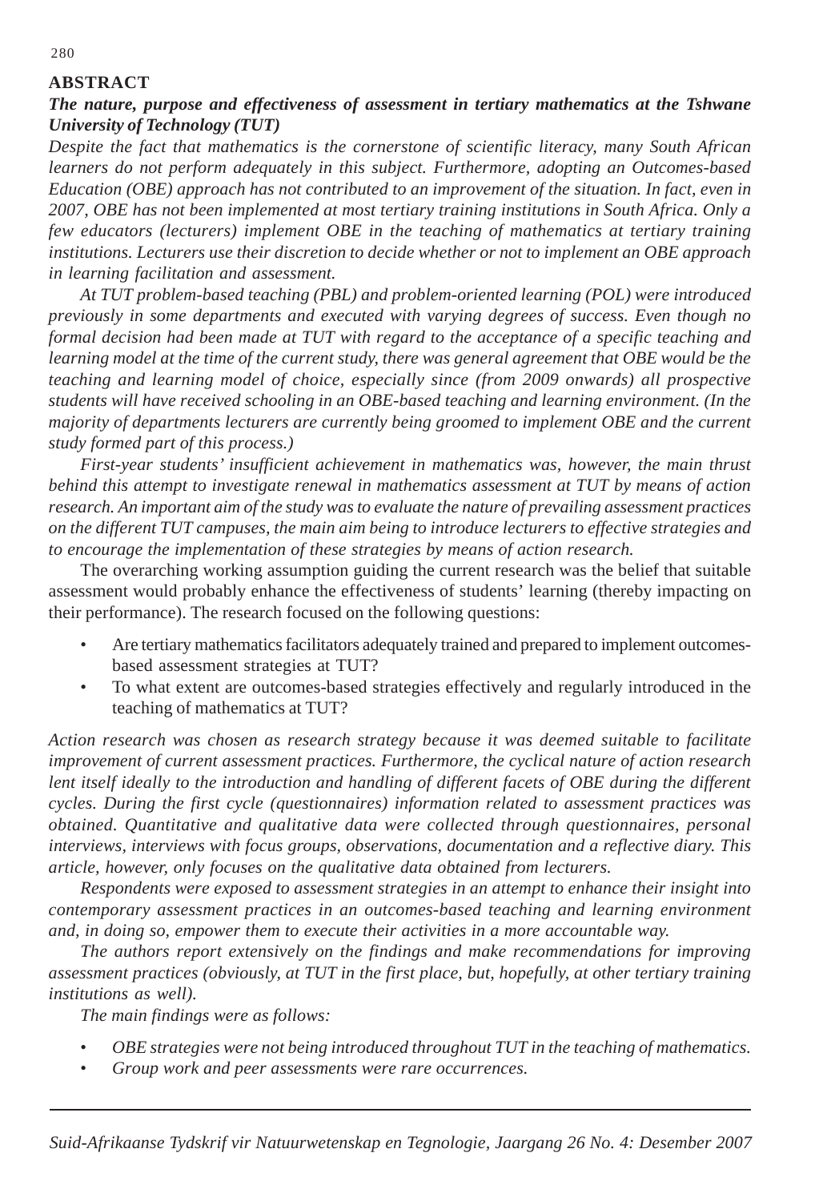## ABSTRACT

### *The nature, purpose and effectiveness of assessment in tertiary mathematics at the Tshwane University of Technology (TUT)*

*Despite the fact that mathematics is the cornerstone of scientific literacy, many South African learners do not perform adequately in this subject. Furthermore, adopting an Outcomes-based Education (OBE) approach has not contributed to an improvement of the situation. In fact, even in 2007, OBE has not been implemented at most tertiary training institutions in South Africa. Only a few educators (lecturers) implement OBE in the teaching of mathematics at tertiary training institutions. Lecturers use their discretion to decide whether or not to implement an OBE approach in learning facilitation and assessment.*

*At TUT problem-based teaching (PBL) and problem-oriented learning (POL) were introduced previously in some departments and executed with varying degrees of success. Even though no formal decision had been made at TUT with regard to the acceptance of a specific teaching and learning model at the time of the current study, there was general agreement that OBE would be the teaching and learning model of choice, especially since (from 2009 onwards) all prospective students will have received schooling in an OBE-based teaching and learning environment. (In the majority of departments lecturers are currently being groomed to implement OBE and the current study formed part of this process.)*

*First-year students' insufficient achievement in mathematics was, however, the main thrust behind this attempt to investigate renewal in mathematics assessment at TUT by means of action research. An important aim of the study was to evaluate the nature of prevailing assessment practices on the different TUT campuses, the main aim being to introduce lecturers to effective strategies and to encourage the implementation of these strategies by means of action research.*

The overarching working assumption guiding the current research was the belief that suitable assessment would probably enhance the effectiveness of students' learning (thereby impacting on their performance). The research focused on the following questions:

- Are tertiary mathematics facilitators adequately trained and prepared to implement outcomes-based assessment strategies at TUT?
- To what extent are outcomes-based strategies effectively and regularly introduced in the teaching of mathematics at TUT?

*Action research was chosen as research strategy because it was deemed suitable to facilitate improvement of current assessment practices. Furthermore, the cyclical nature of action research lent itself ideally to the introduction and handling of different facets of OBE during the different cycles. During the first cycle (questionnaires) information related to assessment practices was obtained. Quantitative and qualitative data were collected through questionnaires, personal interviews, interviews with focus groups, observations, documentation and a reflective diary. This article, however, only focuses on the qualitative data obtained from lecturers.*

*Respondents were exposed to assessment strategies in an attempt to enhance their insight into contemporary assessment practices in an outcomes-based teaching and learning environment and, in doing so, empower them to execute their activities in a more accountable way.*

*The authors report extensively on the findings and make recommendations for improving assessment practices (obviously, at TUT in the first place, but, hopefully, at other tertiary training institutions as well).*

*The main findings were as follows:*

- *OBE strategies were not being introduced throughout TUT in the teaching of mathematics.*
- *Group work and peer assessments were rare occurrences.*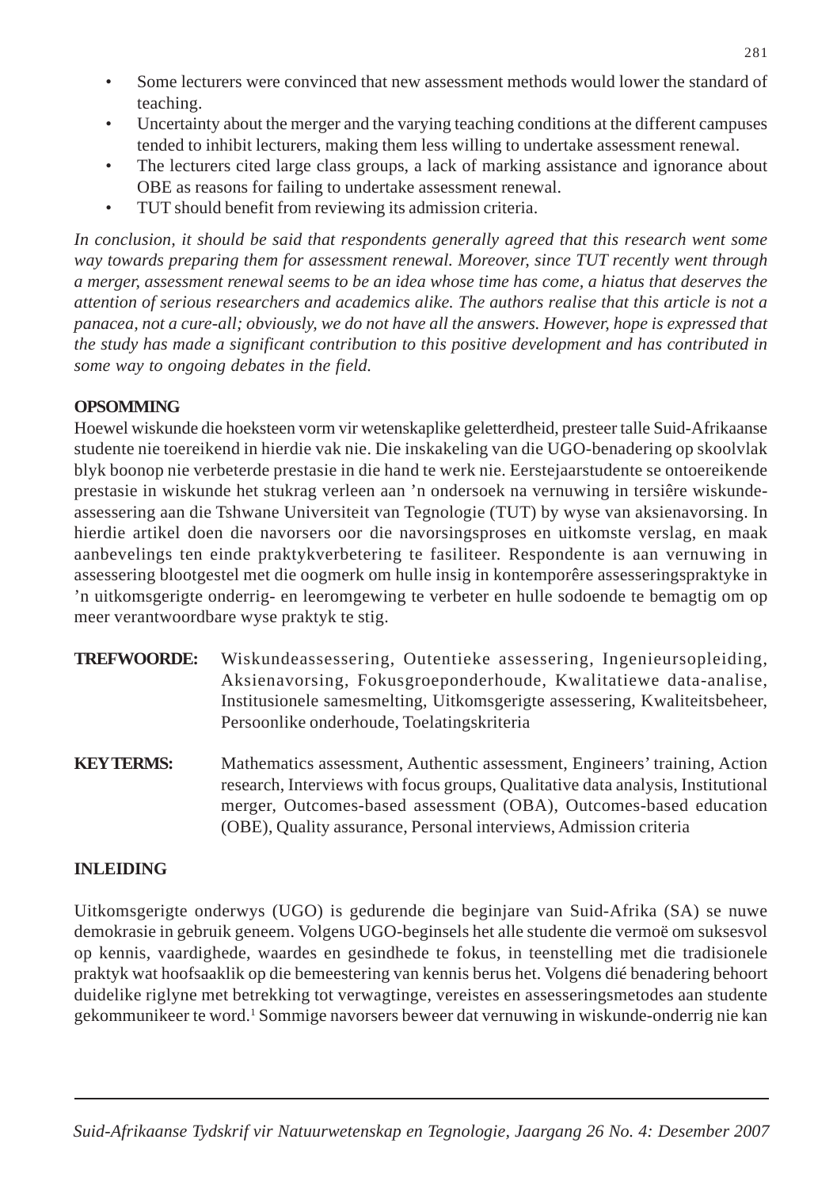- Some lecturers were convinced that new assessment methods would lower the standard of teaching.
- Uncertainty about the merger and the varying teaching conditions at the different campuses tended to inhibit lecturers, making them less willing to undertake assessment renewal.
- The lecturers cited large class groups, a lack of marking assistance and ignorance about OBE as reasons for failing to undertake assessment renewal.
- TUT should benefit from reviewing its admission criteria.

*In conclusion, it should be said that respondents generally agreed that this research went some way towards preparing them for assessment renewal. Moreover, since TUT recently went through a merger, assessment renewal seems to be an idea whose time has come, a hiatus that deserves the attention of serious researchers and academics alike. The authors realise that this article is not a panacea, not a cure-all; obviously, we do not have all the answers. However, hope is expressed that the study has made a significant contribution to this positive development and has contributed in some way to ongoing debates in the field.*

## OPSOMMING

Hoewel wiskunde die hoeksteen vorm vir wetenskaplike geletterdheid, presteer talle Suid-Afrikaanse studente nie toereikend in hierdie vak nie. Die inskakeling van die UGO-benadering op skoolvlak blyk boonop nie verbeterde prestasie in die hand te werk nie. Eerstejaarstudente se ontoereikende prestasie in wiskunde het stukrag verleen aan 'n ondersoek na vernuwing in tersiêre wiskunde-assessering aan die Tshwane Universiteit van Tegnologie (TUT) by wyse van aksienavorsing. In hierdie artikel doen die navorsers oor die navorsingsproses en uitkomste verslag, en maak aanbevelings ten einde praktykverbetering te fasiliteer. Respondente is aan vernuwing in assessering blootgestel met die oogmerk om hulle insig in kontemporêre assesseringspraktyke in 'n uitkomsgerigte onderrig- en leeromgewing te verbeter en hulle sodoende te bemagtig om op meer verantwoordbare wyse praktyk te stig.

**TREFWOORDE:** Wiskundeassessering, Outentieke assessering, Ingenieursopleiding, Aksienavorsing, Fokusgroeponderhoude, Kwalitatiewe data-analise, Institusionele samesmelting, Uitkomsgerigte assessering, Kwaliteitsbeheer, Persoonlike onderhoude, Toelatingskriteria

**KEY TERMS:** Mathematics assessment, Authentic assessment, Engineers' training, Action research, Interviews with focus groups, Qualitative data analysis, Institutional merger, Outcomes-based assessment (OBA), Outcomes-based education (OBE), Quality assurance, Personal interviews, Admission criteria

## INLEIDING

Uitkomsgerigte onderwys (UGO) is gedurende die beginjare van Suid-Afrika (SA) se nuwe demokrasie in gebruik geneem. Volgens UGO-beginsels het alle studente die vermoë om suksesvol op kennis, vaardighede, waardes en gesindhede te fokus, in teenstelling met die tradisionele praktyk wat hoofsaaklik op die bemeestering van kennis berus het. Volgens dié benadering behoort duidelike riglyne met betrekking tot verwagtinge, vereistes en assesseringsmetodes aan studente gekommunikeer te word.[1] Sommige navorsers beweer dat vernuwing in wiskunde-onderrig nie kan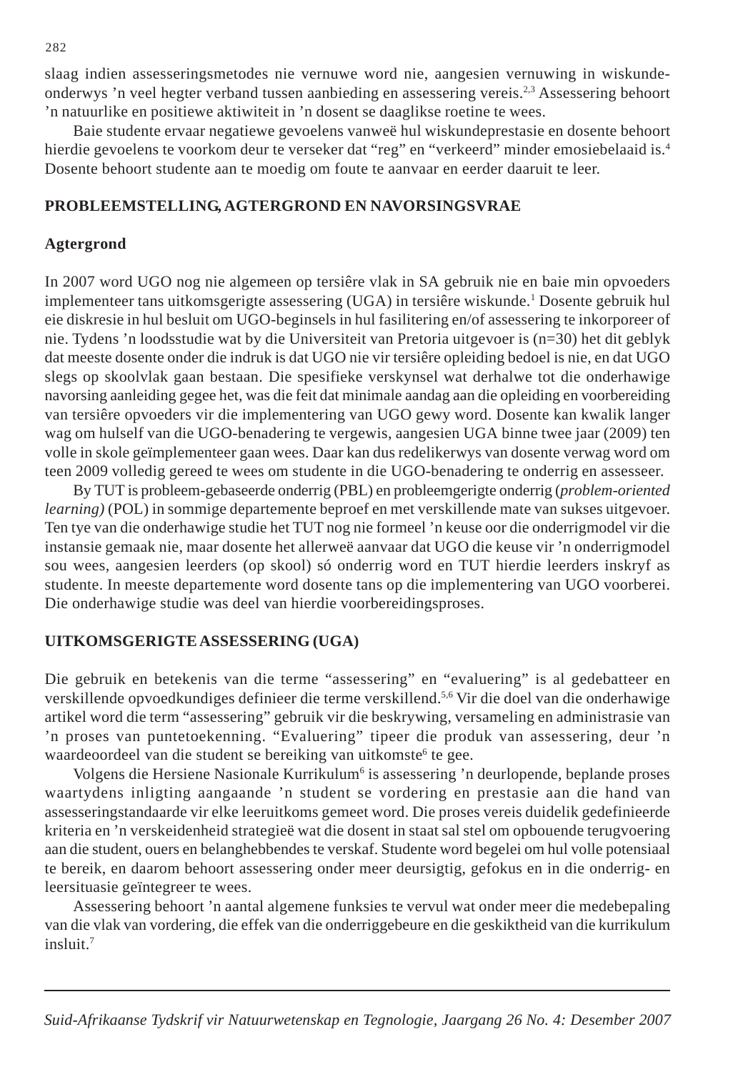slaag indien assesseringsmetodes nie vernuwe word nie, aangesien vernuwing in wiskunde-onderwys ’n veel hegter verband tussen aanbieding en assessering vereis.[2,3] Assessering behoort ’n natuurlike en positiewe aktiwiteit in ’n dosent se daaglikse roetine te wees.

Baie studente ervaar negatiewe gevoelens vanweë hul wiskundeprestasie en dosente behoort hierdie gevoelens te voorkom deur te verseker dat “reg” en “verkeerd” minder emosiebelaaid is.[4] Dosente behoort studente aan te moedig om foute te aanvaar en eerder daaruit te leer.

## PROBLEEMSTELLING, AGTERGROND EN NAVORSINGSVRAE

### Agtergrond

In 2007 word UGO nog nie algemeen op tersiêre vlak in SA gebruik nie en baie min opvoeders implementeer tans uitkomsgerigte assessering (UGA) in tersiêre wiskunde.[1] Dosente gebruik hul eie diskresie in hul besluit om UGO-beginsels in hul fasilitering en/of assessering te inkorporeer of nie. Tydens ’n loodsstudie wat by die Universiteit van Pretoria uitgevoer is (n=30) het dit geblyk dat meeste dosente onder die indruk is dat UGO nie vir tersiêre opleiding bedoel is nie, en dat UGO slegs op skoolvlak gaan bestaan. Die spesifieke verskynsel wat derhalwe tot die onderhawige navorsing aanleiding gegee het, was die feit dat minimale aandag aan die opleiding en voorbereiding van tersiêre opvoeders vir die implementering van UGO gewy word. Dosente kan kwalik langer wag om hulself van die UGO-benadering te vergewis, aangesien UGA binne twee jaar (2009) ten volle in skole geïmplementeer gaan wees. Daar kan dus redelikerwys van dosente verwag word om teen 2009 volledig gereed te wees om studente in die UGO-benadering te onderrig en assesseer.

By TUT is probleem-gebaseerde onderrig (PBL) en probleemgerigte onderrig (*problem-oriented learning)* (POL) in sommige departemente beproef en met verskillende mate van sukses uitgevoer. Ten tye van die onderhawige studie het TUT nog nie formeel ’n keuse oor die onderrigmodel vir die instansie gemaak nie, maar dosente het allerweë aanvaar dat UGO die keuse vir ’n onderrigmodel sou wees, aangesien leerders (op skool) só onderrig word en TUT hierdie leerders inskryf as studente. In meeste departemente word dosente tans op die implementering van UGO voorberei. Die onderhawige studie was deel van hierdie voorbereidingsproses.

## UITKOMSGERIGTE ASSESSERING (UGA)

Die gebruik en betekenis van die terme “assessering” en “evaluering” is al gedebatteer en verskillende opvoedkundiges definieer die terme verskillend.[5,6] Vir die doel van die onderhawige artikel word die term “assessering” gebruik vir die beskrywing, versameling en administrasie van ’n proses van puntetoekenning. “Evaluering” tipeer die produk van assessering, deur ’n waardeoordeel van die student se bereiking van uitkomste[6] te gee.

Volgens die Hersiene Nasionale Kurrikulum[6] is assessering ’n deurlopende, beplande proses waartydens inligting aangaande ’n student se vordering en prestasie aan die hand van assesseringstandaarde vir elke leeruitkoms gemeet word. Die proses vereis duidelik gedefinieerde kriteria en ’n verskeidenheid strategieë wat die dosent in staat sal stel om opbouende terugvoering aan die student, ouers en belanghebbendes te verskaf. Studente word begelei om hul volle potensiaal te bereik, en daarom behoort assessering onder meer deursigtig, gefokus en in die onderrig- en leersituasie geïntegreer te wees.

Assessering behoort ’n aantal algemene funksies te vervul wat onder meer die medebepaling van die vlak van vordering, die effek van die onderriggebeure en die geskiktheid van die kurrikulum insluit.[7]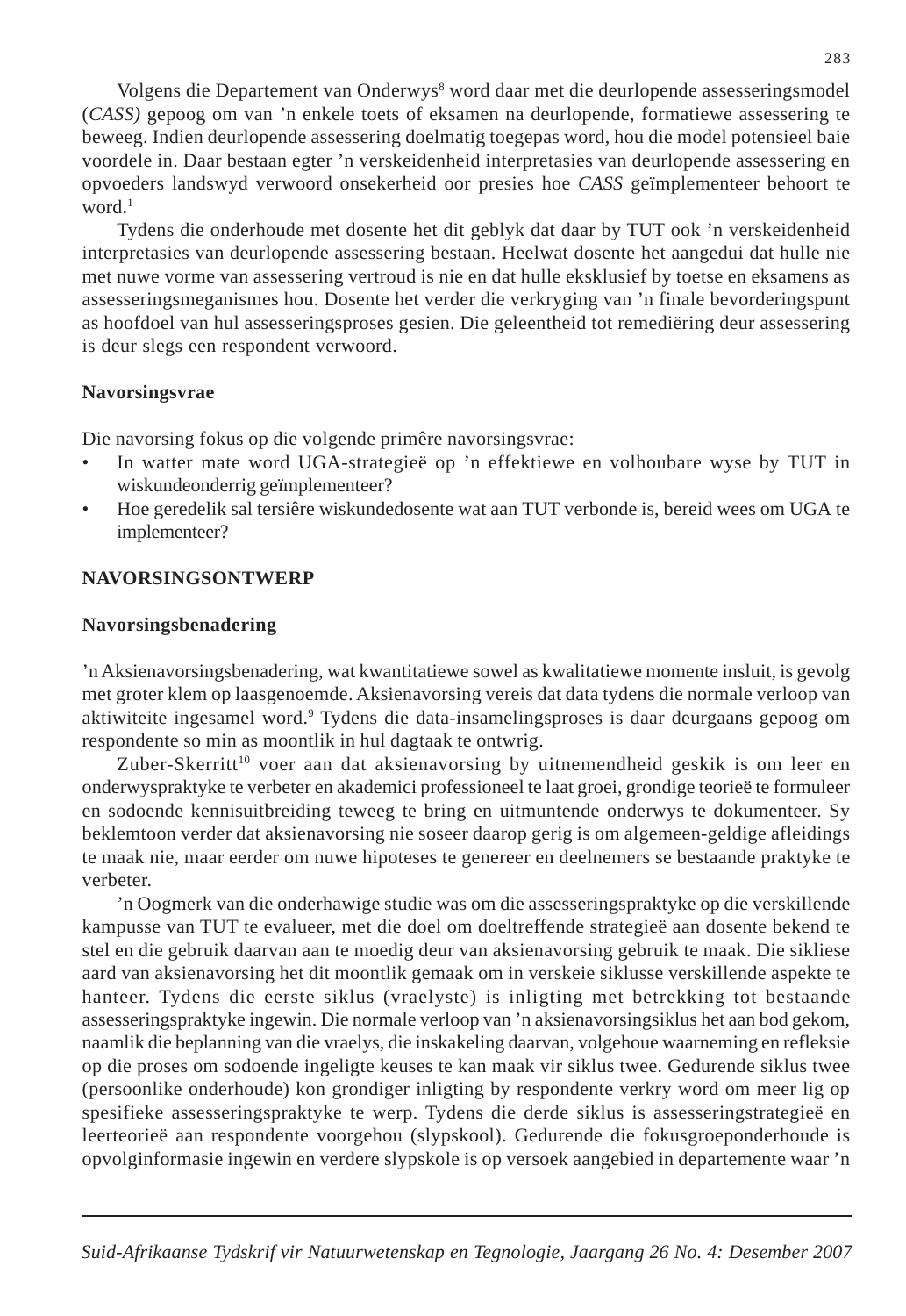Volgens die Departement van Onderwys[8] word daar met die deurlopende assesseringsmodel (*CASS)* gepoog om van 'n enkele toets of eksamen na deurlopende, formatiewe assessering te beweeg. Indien deurlopende assessering doelmatig toegepas word, hou die model potensieel baie voordele in. Daar bestaan egter 'n verskeidenheid interpretasies van deurlopende assessering en opvoeders landswyd verwoord onsekerheid oor presies hoe *CASS* geïmplementeer behoort te word.[1]

Tydens die onderhoude met dosente het dit geblyk dat daar by TUT ook 'n verskeidenheid interpretasies van deurlopende assessering bestaan. Heelwat dosente het aangedui dat hulle nie met nuwe vorme van assessering vertroud is nie en dat hulle eksklusief by toetse en eksamens as assesseringsmeganismes hou. Dosente het verder die verkryging van 'n finale bevorderingspunt as hoofdoel van hul assesseringsproses gesien. Die geleentheid tot remediëring deur assessering is deur slegs een respondent verwoord.

### Navorsingsvrae

Die navorsing fokus op die volgende primêre navorsingsvrae:

- In watter mate word UGA-strategieë op 'n effektiewe en volhoubare wyse by TUT in wiskundeonderrig geïmplementeer?
- Hoe geredelik sal tersiêre wiskundedosente wat aan TUT verbonde is, bereid wees om UGA te implementeer?

## NAVORSINGSONTWERP

### Navorsingsbenadering

'n Aksienavorsingsbenadering, wat kwantitatiewe sowel as kwalitatiewe momente insluit, is gevolg met groter klem op laasgenoemde. Aksienavorsing vereis dat data tydens die normale verloop van aktiwiteite ingesamel word.[9] Tydens die data-insamelingsproses is daar deurgaans gepoog om respondente so min as moontlik in hul dagtaak te ontwrig.

Zuber-Skerritt[10] voer aan dat aksienavorsing by uitnemendheid geskik is om leer en onderwyspraktyke te verbeter en akademici professioneel te laat groei, grondige teorieë te formuleer en sodoende kennisuitbreiding teweeg te bring en uitmuntende onderwys te dokumenteer. Sy beklemtoon verder dat aksienavorsing nie soseer daarop gerig is om algemeen-geldige afleidings te maak nie, maar eerder om nuwe hipoteses te genereer en deelnemers se bestaande praktyke te verbeter.

'n Oogmerk van die onderhawige studie was om die assesseringspraktyke op die verskillende kampusse van TUT te evalueer, met die doel om doeltreffende strategieë aan dosente bekend te stel en die gebruik daarvan aan te moedig deur van aksienavorsing gebruik te maak. Die sikliese aard van aksienavorsing het dit moontlik gemaak om in verskeie siklusse verskillende aspekte te hanteer. Tydens die eerste siklus (vraelyste) is inligting met betrekking tot bestaande assesseringspraktyke ingewin. Die normale verloop van 'n aksienavorsingsiklus het aan bod gekom, naamlik die beplanning van die vraelys, die inskakeling daarvan, volgehoue waarneming en refleksie op die proses om sodoende ingeligte keuses te kan maak vir siklus twee. Gedurende siklus twee (persoonlike onderhoude) kon grondiger inligting by respondente verkry word om meer lig op spesifieke assesseringspraktyke te werp. Tydens die derde siklus is assesseringstrategieë en leerteorieë aan respondente voorgehou (slypskool). Gedurende die fokusgroeponderhoude is opvolginformasie ingewin en verdere slypskole is op versoek aangebied in departemente waar 'n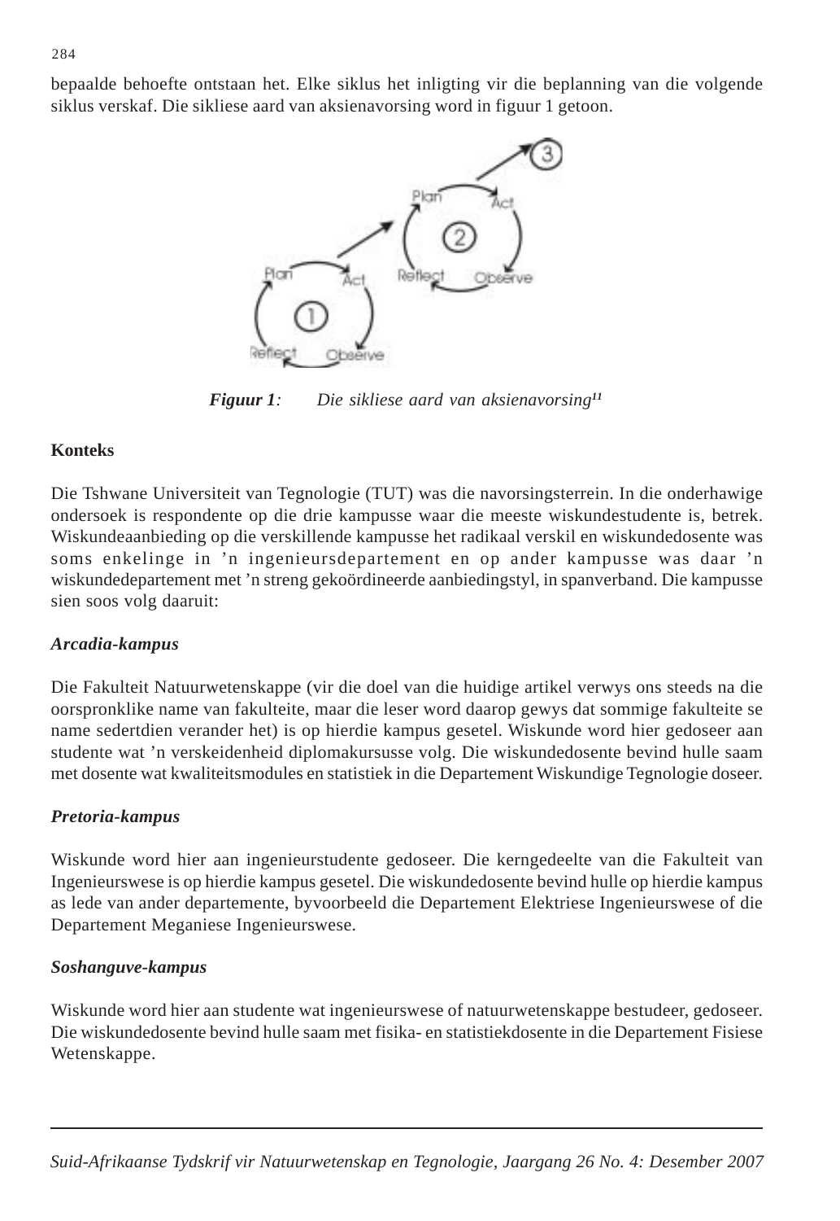bepaalde behoefte ontstaan het. Elke siklus het inligting vir die beplanning van die volgende siklus verskaf. Die sikliese aard van aksienavorsing word in figuur 1 getoon.

***Figuur 1**: Die sikliese aard van aksienavorsing*[11]

**Konteks**

Die Tshwane Universiteit van Tegnologie (TUT) was die navorsingsterrein. In die onderhawige ondersoek is respondente op die drie kampusse waar die meeste wiskundestudente is, betrek. Wiskundeaanbieding op die verskillende kampusse het radikaal verskil en wiskundedosente was soms enkelinge in 'n ingenieursdepartement en op ander kampusse was daar 'n wiskundedepartement met 'n streng gekoördineerde aanbiedingstyl, in spanverband. Die kampusse sien soos volg daaruit:

***Arcadia-kampus***

Die Fakulteit Natuurwetenskappe (vir die doel van die huidige artikel verwys ons steeds na die oorspronklike name van fakulteite, maar die leser word daarop gewys dat sommige fakulteite se name sedertdien verander het) is op hierdie kampus gesetel. Wiskunde word hier gedoseer aan studente wat 'n verskeidenheid diplomakursusse volg. Die wiskundedosente bevind hulle saam met dosente wat kwaliteitsmodules en statistiek in die Departement Wiskundige Tegnologie doseer.

***Pretoria-kampus***

Wiskunde word hier aan ingenieurstudente gedoseer. Die kerngedeelte van die Fakulteit van Ingenieurswese is op hierdie kampus gesetel. Die wiskundedosente bevind hulle op hierdie kampus as lede van ander departemente, byvoorbeeld die Departement Elektriese Ingenieurswese of die Departement Meganiese Ingenieurswese.

***Soshanguve-kampus***

Wiskunde word hier aan studente wat ingenieurswese of natuurwetenskappe bestudeer, gedoseer. Die wiskundedosente bevind hulle saam met fisika- en statistiekdosente in die Departement Fisiese Wetenskappe.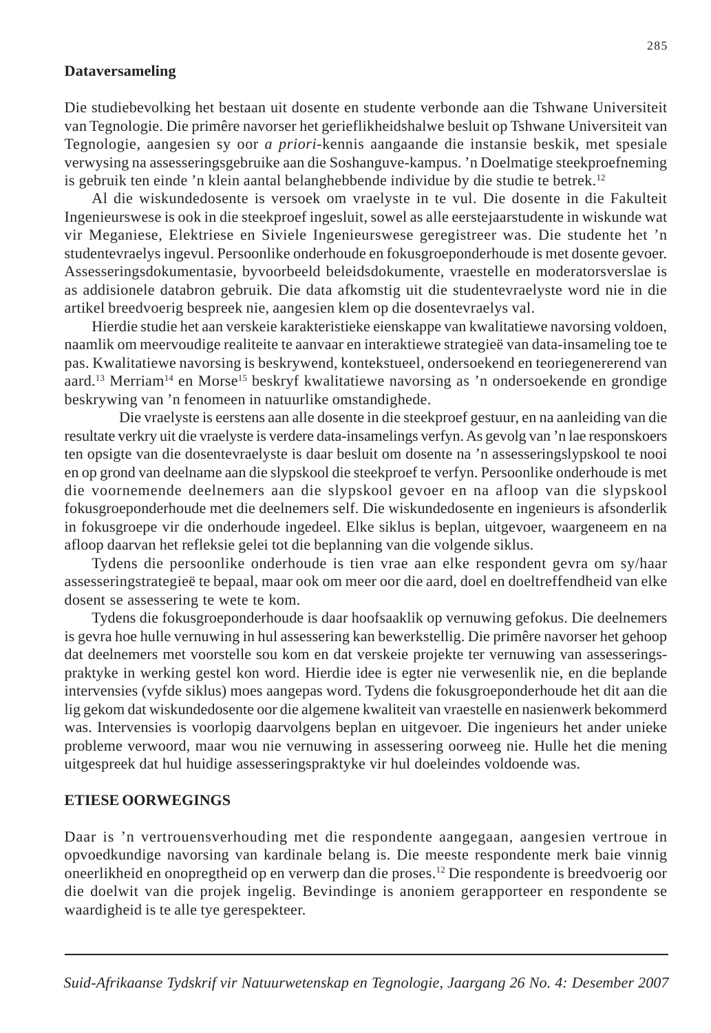**Dataversameling**

Die studiebevolking het bestaan uit dosente en studente verbonde aan die Tshwane Universiteit van Tegnologie. Die primêre navorser het gerieflikheidshalwe besluit op Tshwane Universiteit van Tegnologie, aangesien sy oor *a priori*-kennis aangaande die instansie beskik, met spesiale verwysing na assesseringsgebruike aan die Soshanguve-kampus. 'n Doelmatige steekproefneming is gebruik ten einde 'n klein aantal belanghebbende individue by die studie te betrek.[12]

Al die wiskundedosente is versoek om vraelyste in te vul. Die dosente in die Fakulteit Ingenieurswese is ook in die steekproef ingesluit, sowel as alle eerstejaarstudente in wiskunde wat vir Meganiese, Elektriese en Siviele Ingenieurswese geregistreer was. Die studente het 'n studentevraelys ingevul. Persoonlike onderhoude en fokusgroeponderhoude is met dosente gevoer. Assesseringsdokumentasie, byvoorbeeld beleidsdokumente, vraestelle en moderatorsverslae is as addisionele databron gebruik. Die data afkomstig uit die studentevraelyste word nie in die artikel breedvoerig bespreek nie, aangesien klem op die dosentevraelys val.

Hierdie studie het aan verskeie karakteristieke eienskappe van kwalitatiewe navorsing voldoen, naamlik om meervoudige realiteite te aanvaar en interaktiewe strategieë van data-insameling toe te pas. Kwalitatiewe navorsing is beskrywend, kontekstueel, ondersoekend en teoriegenererend van aard.[13] Merriam[14] en Morse[15] beskryf kwalitatiewe navorsing as 'n ondersoekende en grondige beskrywing van 'n fenomeen in natuurlike omstandighede.

Die vraelyste is eerstens aan alle dosente in die steekproef gestuur, en na aanleiding van die resultate verkry uit die vraelyste is verdere data-insamelings verfyn. As gevolg van 'n lae responskoers ten opsigte van die dosentevraelyste is daar besluit om dosente na 'n assesseringslypskool te nooi en op grond van deelname aan die slypskool die steekproef te verfyn. Persoonlike onderhoude is met die voornemende deelnemers aan die slypskool gevoer en na afloop van die slypskool fokusgroeponderhoude met die deelnemers self. Die wiskundedosente en ingenieurs is afsonderlik in fokusgroepe vir die onderhoude ingedeel. Elke siklus is beplan, uitgevoer, waargeneem en na afloop daarvan het refleksie gelei tot die beplanning van die volgende siklus.

Tydens die persoonlike onderhoude is tien vrae aan elke respondent gevra om sy/haar assesseringstrategieë te bepaal, maar ook om meer oor die aard, doel en doeltreffendheid van elke dosent se assessering te wete te kom.

Tydens die fokusgroeponderhoude is daar hoofsaaklik op vernuwing gefokus. Die deelnemers is gevra hoe hulle vernuwing in hul assessering kan bewerkstellig. Die primêre navorser het gehoop dat deelnemers met voorstelle sou kom en dat verskeie projekte ter vernuwing van assesseringspraktyke in werking gestel kon word. Hierdie idee is egter nie verwesenlik nie, en die beplande intervensies (vyfde siklus) moes aangepas word. Tydens die fokusgroeponderhoude het dit aan die lig gekom dat wiskundedosente oor die algemene kwaliteit van vraestelle en nasienwerk bekommerd was. Intervensies is voorlopig daarvolgens beplan en uitgevoer. Die ingenieurs het ander unieke probleme verwoord, maar wou nie vernuwing in assessering oorweeg nie. Hulle het die mening uitgespreek dat hul huidige assesseringspraktyke vir hul doeleindes voldoende was.

**ETIESE OORWEGINGS**

Daar is 'n vertrouensverhouding met die respondente aangegaan, aangesien vertroue in opvoedkundige navorsing van kardinale belang is. Die meeste respondente merk baie vinnig oneerlikheid en onopregtheid op en verwerp dan die proses.[12] Die respondente is breedvoerig oor die doelwit van die projek ingelig. Bevindinge is anoniem gerapporteer en respondente se waardigheid is te alle tye gerespekteer.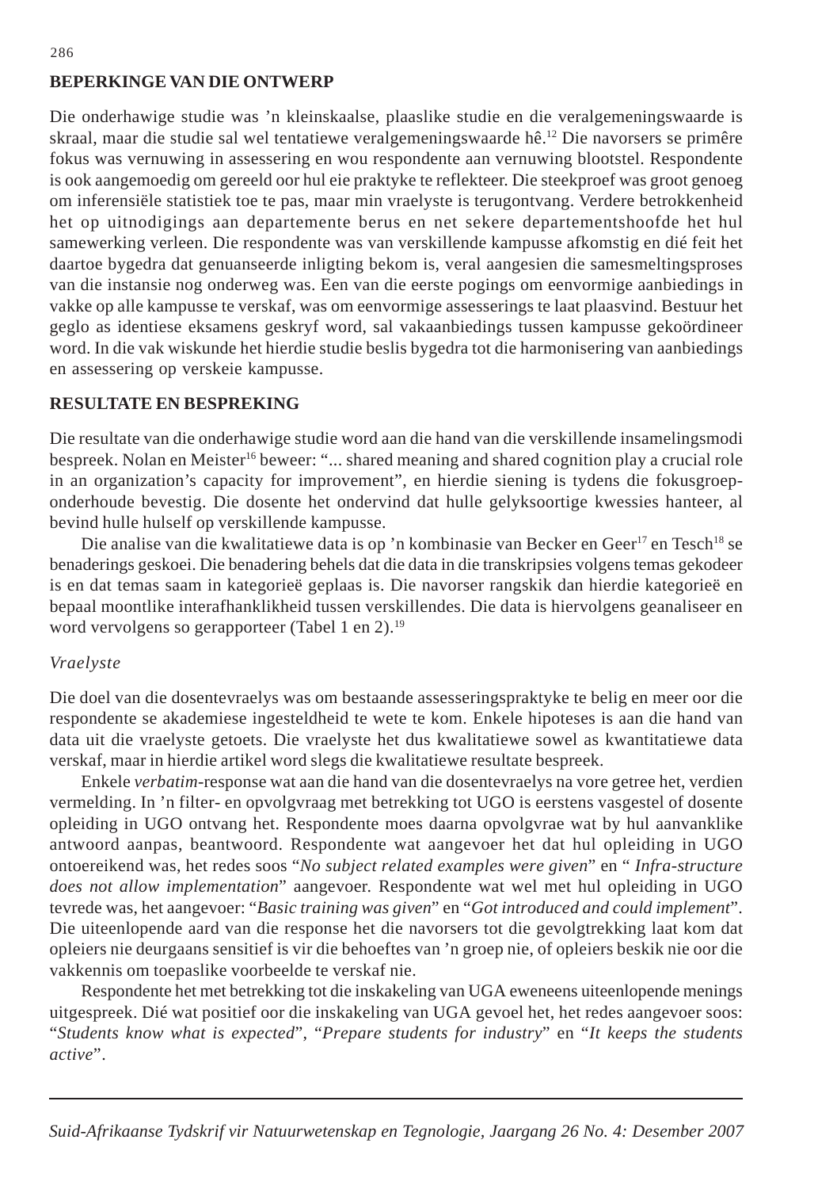## BEPERKINGE VAN DIE ONTWERP

Die onderhawige studie was 'n kleinskaalse, plaaslike studie en die veralgemeningswaarde is skraal, maar die studie sal wel tentatiewe veralgemeningswaarde hê.[12] Die navorsers se primêre fokus was vernuwing in assessering en wou respondente aan vernuwing blootstel. Respondente is ook aangemoedig om gereeld oor hul eie praktyke te reflekteer. Die steekproef was groot genoeg om inferensiële statistiek toe te pas, maar min vraelyste is terugontvang. Verdere betrokkenheid het op uitnodigings aan departemente berus en net sekere departementshoofde het hul samewerking verleen. Die respondente was van verskillende kampusse afkomstig en dié feit het daartoe bygedra dat genuanseerde inligting bekom is, veral aangesien die samesmeltingsproses van die instansie nog onderweg was. Een van die eerste pogings om eenvormige aanbiedings in vakke op alle kampusse te verskaf, was om eenvormige assesserings te laat plaasvind. Bestuur het geglo as identiese eksamens geskryf word, sal vakaanbiedings tussen kampusse gekoördineer word. In die vak wiskunde het hierdie studie beslis bygedra tot die harmonisering van aanbiedings en assessering op verskeie kampusse.

## RESULTATE EN BESPREKING

Die resultate van die onderhawige studie word aan die hand van die verskillende insamelingsmodi bespreek. Nolan en Meister[16] beweer: "... shared meaning and shared cognition play a crucial role in an organization's capacity for improvement", en hierdie siening is tydens die fokusgroep-onderhoude bevestig. Die dosente het ondervind dat hulle gelyksoortige kwessies hanteer, al bevind hulle hulself op verskillende kampusse.

Die analise van die kwalitatiewe data is op 'n kombinasie van Becker en Geer[17] en Tesch[18] se benaderings geskoei. Die benadering behels dat die data in die transkripsies volgens temas gekodeer is en dat temas saam in kategorieë geplaas is. Die navorser rangskik dan hierdie kategorieë en bepaal moontlike interafhanklikheid tussen verskillendes. Die data is hiervolgens geanaliseer en word vervolgens so gerapporteer (Tabel 1 en 2).[19]

### *Vraelyste*

Die doel van die dosentevraelys was om bestaande assesseringspraktyke te belig en meer oor die respondente se akademiese ingesteldheid te wete te kom. Enkele hipoteses is aan die hand van data uit die vraelyste getoets. Die vraelyste het dus kwalitatiewe sowel as kwantitatiewe data verskaf, maar in hierdie artikel word slegs die kwalitatiewe resultate bespreek.

Enkele *verbatim*-response wat aan die hand van die dosentevraelys na vore getree het, verdien vermelding. In 'n filter- en opvolgvraag met betrekking tot UGO is eerstens vasgestel of dosente opleiding in UGO ontvang het. Respondente moes daarna opvolgvrae wat by hul aanvanklike antwoord aanpas, beantwoord. Respondente wat aangevoer het dat hul opleiding in UGO ontoereikend was, het redes soos "*No subject related examples were given*" en " *Infra-structure does not allow implementation*" aangevoer. Respondente wat wel met hul opleiding in UGO tevrede was, het aangevoer: "*Basic training was given*" en "*Got introduced and could implement*". Die uiteenlopende aard van die response het die navorsers tot die gevolgtrekking laat kom dat opleiers nie deurgaans sensitief is vir die behoeftes van 'n groep nie, of opleiers beskik nie oor die vakkennis om toepaslike voorbeelde te verskaf nie.

Respondente het met betrekking tot die inskakeling van UGA eweneens uiteenlopende menings uitgespreek. Dié wat positief oor die inskakeling van UGA gevoel het, het redes aangevoer soos: "*Students know what is expected*", "*Prepare students for industry*" en "*It keeps the students active*".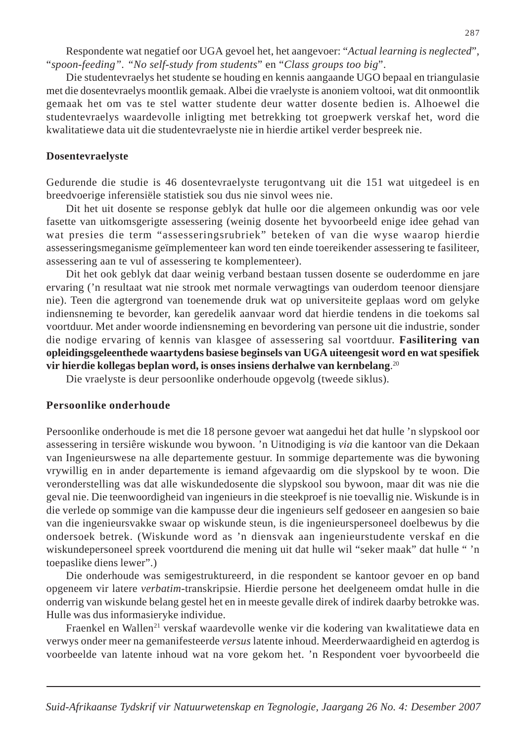Respondente wat negatief oor UGA gevoel het, het aangevoer: "*Actual learning is neglected*", "*spoon-feeding". "No self-study from students*" en "*Class groups too big*".

Die studentevraelys het studente se houding en kennis aangaande UGO bepaal en triangulasie met die dosentevraelys moontlik gemaak. Albei die vraelyste is anoniem voltooi, wat dit onmoontlik gemaak het om vas te stel watter studente deur watter dosente bedien is. Alhoewel die studentevraelys waardevolle inligting met betrekking tot groepwerk verskaf het, word die kwalitatiewe data uit die studentevraelyste nie in hierdie artikel verder bespreek nie.

## Dosentevraelyste

Gedurende die studie is 46 dosentevraelyste terugontvang uit die 151 wat uitgedeel is en breedvoerige inferensiële statistiek sou dus nie sinvol wees nie.

Dit het uit dosente se response geblyk dat hulle oor die algemeen onkundig was oor vele fasette van uitkomsgerigte assessering (weinig dosente het byvoorbeeld enige idee gehad van wat presies die term "assesseringsrubriek" beteken of van die wyse waarop hierdie assesseringsmeganisme geïmplementeer kan word ten einde toereikender assessering te fasiliteer, assessering aan te vul of assessering te komplementeer).

Dit het ook geblyk dat daar weinig verband bestaan tussen dosente se ouderdomme en jare ervaring ('n resultaat wat nie strook met normale verwagtings van ouderdom teenoor diensjare nie). Teen die agtergrond van toenemende druk wat op universiteite geplaas word om gelyke indiensneming te bevorder, kan geredelik aanvaar word dat hierdie tendens in die toekoms sal voortduur. Met ander woorde indiensneming en bevordering van persone uit die industrie, sonder die nodige ervaring of kennis van klasgee of assessering sal voortduur. **Fasilitering van opleidingsgeleenthede waartydens basiese beginsels van UGA uiteengesit word en wat spesifiek vir hierdie kollegas beplan word, is onses insiens derhalwe van kernbelang**.[20]

Die vraelyste is deur persoonlike onderhoude opgevolg (tweede siklus).

## Persoonlike onderhoude

Persoonlike onderhoude is met die 18 persone gevoer wat aangedui het dat hulle 'n slypskool oor assessering in tersiêre wiskunde wou bywoon. 'n Uitnodiging is *via* die kantoor van die Dekaan van Ingenieurswese na alle departemente gestuur. In sommige departemente was die bywoning vrywillig en in ander departemente is iemand afgevaardig om die slypskool by te woon. Die veronderstelling was dat alle wiskundedosente die slypskool sou bywoon, maar dit was nie die geval nie. Die teenwoordigheid van ingenieurs in die steekproef is nie toevallig nie. Wiskunde is in die verlede op sommige van die kampusse deur die ingenieurs self gedoseer en aangesien so baie van die ingenieursvakke swaar op wiskunde steun, is die ingenieurspersoneel doelbewus by die ondersoek betrek. (Wiskunde word as 'n diensvak aan ingenieurstudente verskaf en die wiskundepersoneel spreek voortdurend die mening uit dat hulle wil "seker maak" dat hulle " 'n toepaslike diens lewer".)

Die onderhoude was semigestruktureerd, in die respondent se kantoor gevoer en op band opgeneem vir latere *verbatim*-transkripsie. Hierdie persone het deelgeneem omdat hulle in die onderrig van wiskunde belang gestel het en in meeste gevalle direk of indirek daarby betrokke was. Hulle was dus informasieryke individue.

Fraenkel en Wallen[21] verskaf waardevolle wenke vir die kodering van kwalitatiewe data en verwys onder meer na gemanifesteerde *versus* latente inhoud. Meerderwaardigheid en agterdog is voorbeelde van latente inhoud wat na vore gekom het. 'n Respondent voer byvoorbeeld die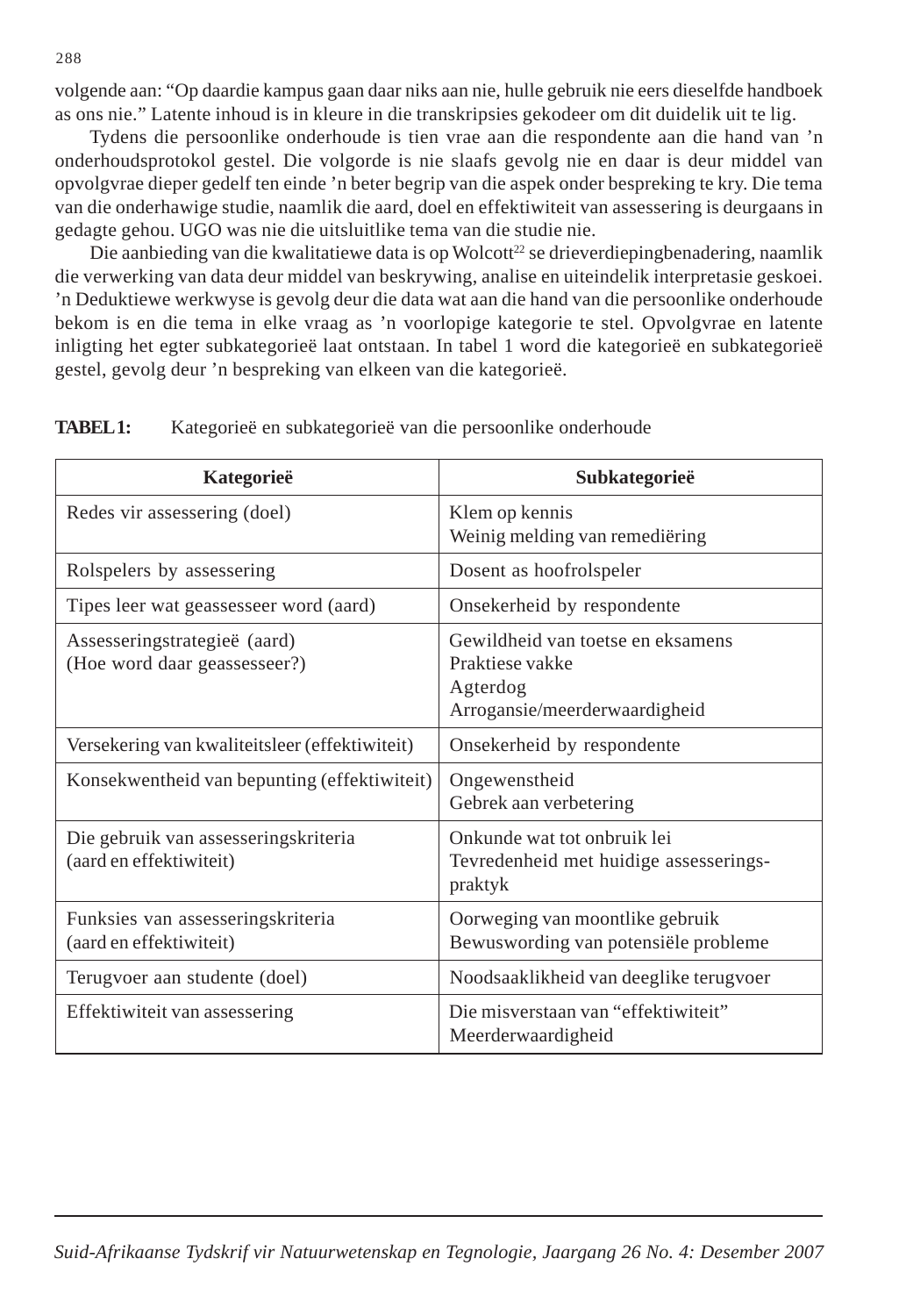volgende aan: "Op daardie kampus gaan daar niks aan nie, hulle gebruik nie eers dieselfde handboek as ons nie." Latente inhoud is in kleure in die transkripsies gekodeer om dit duidelik uit te lig.

Tydens die persoonlike onderhoude is tien vrae aan die respondente aan die hand van 'n onderhoudsprotokol gestel. Die volgorde is nie slaafs gevolg nie en daar is deur middel van opvolgvrae dieper gedelf ten einde 'n beter begrip van die aspek onder bespreking te kry. Die tema van die onderhawige studie, naamlik die aard, doel en effektiwiteit van assessering is deurgaans in gedagte gehou. UGO was nie die uitsluitlike tema van die studie nie.

Die aanbieding van die kwalitatiewe data is op Wolcott[22] se drieverdiepingbenadering, naamlik die verwerking van data deur middel van beskrywing, analise en uiteindelik interpretasie geskoei. 'n Deduktiewe werkwyse is gevolg deur die data wat aan die hand van die persoonlike onderhoude bekom is en die tema in elke vraag as 'n voorlopige kategorie te stel. Opvolgvrae en latente inligting het egter subkategorieë laat ontstaan. In tabel 1 word die kategorieë en subkategorieë gestel, gevolg deur 'n bespreking van elkeen van die kategorieë.

**TABEL 1:** Kategorieë en subkategorieë van die persoonlike onderhoude

| Kategorieë | Subkategorieë |
|---|---|
| Redes vir assessering (doel) | Klem op kennis<br>Weinig melding van remediëring |
| Rolspelers by assessering | Dosent as hoofrolspeler |
| Tipes leer wat geassesseer word (aard) | Onsekerheid by respondente |
| Assesseringstrategieë (aard)<br>(Hoe word daar geassesseer?) | Gewildheid van toetse en eksamens<br>Praktiese vakke<br>Agterdog<br>Arrogansie/meerderwaardigheid |
| Versekering van kwaliteitsleer (effektiwiteit) | Onsekerheid by respondente |
| Konsekwentheid van bepunting (effektiwiteit) | Ongewenstheid<br>Gebrek aan verbetering |
| Die gebruik van assesseringskriteria<br>(aard en effektiwiteit) | Onkunde wat tot onbruik lei<br>Tevredenheid met huidige assesserings-praktyk |
| Funksies van assesseringskriteria<br>(aard en effektiwiteit) | Oorweging van moontlike gebruik<br>Bewuswording van potensiële probleme |
| Terugvoer aan studente (doel) | Noodsaaklikheid van deeglike terugvoer |
| Effektiwiteit van assessering | Die misverstaan van "effektiwiteit"<br>Meerderwaardigheid |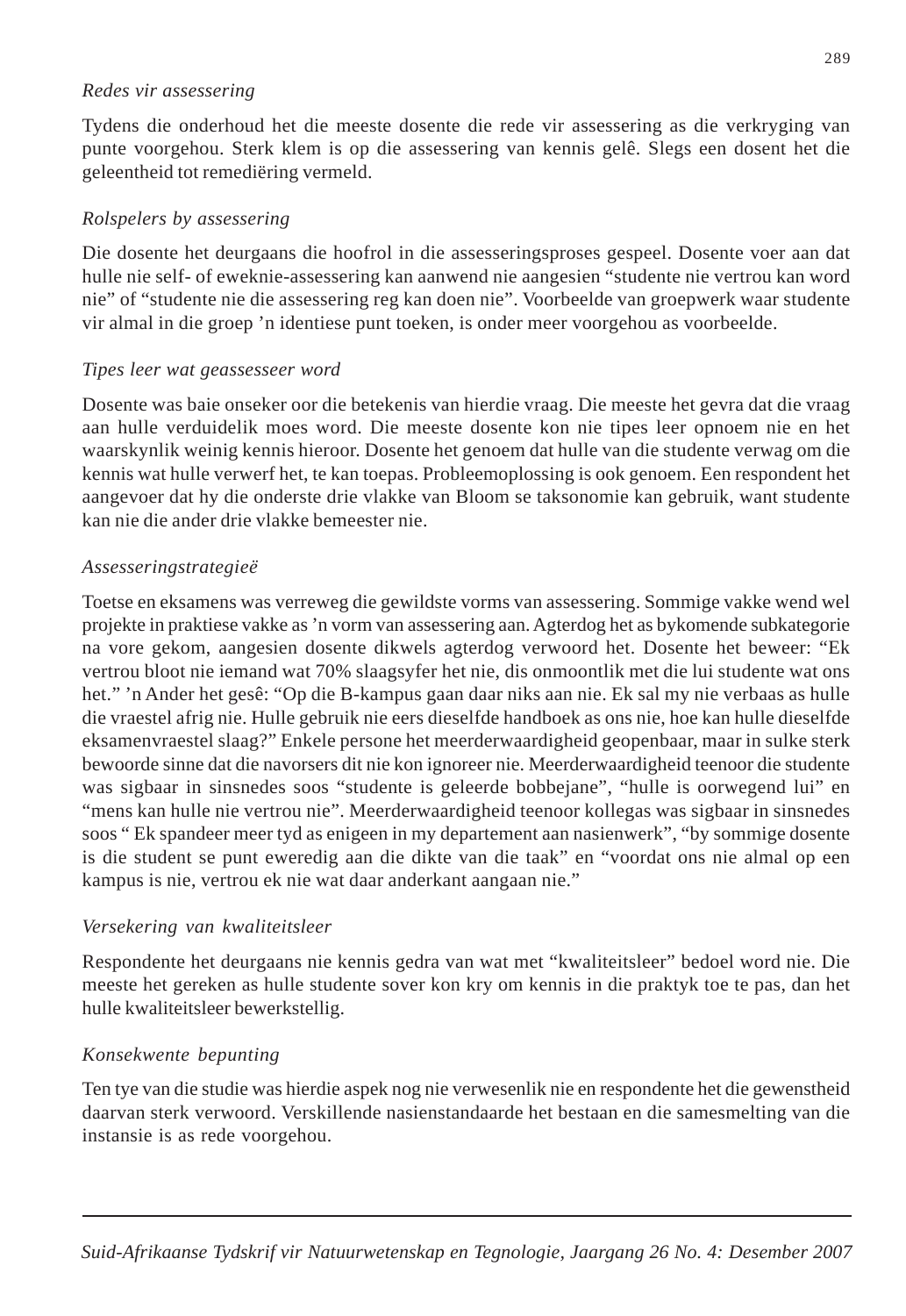*Redes vir assessering*

Tydens die onderhoud het die meeste dosente die rede vir assessering as die verkryging van punte voorgehou. Sterk klem is op die assessering van kennis gelê. Slegs een dosent het die geleentheid tot remediëring vermeld.

*Rolspelers by assessering*

Die dosente het deurgaans die hoofrol in die assesseringsproses gespeel. Dosente voer aan dat hulle nie self- of eweknie-assessering kan aanwend nie aangesien "studente nie vertrou kan word nie" of "studente nie die assessering reg kan doen nie". Voorbeelde van groepwerk waar studente vir almal in die groep 'n identiese punt toeken, is onder meer voorgehou as voorbeelde.

*Tipes leer wat geassesseer word*

Dosente was baie onseker oor die betekenis van hierdie vraag. Die meeste het gevra dat die vraag aan hulle verduidelik moes word. Die meeste dosente kon nie tipes leer opnoem nie en het waarskynlik weinig kennis hieroor. Dosente het genoem dat hulle van die studente verwag om die kennis wat hulle verwerf het, te kan toepas. Probleemoplossing is ook genoem. Een respondent het aangevoer dat hy die onderste drie vlakke van Bloom se taksonomie kan gebruik, want studente kan nie die ander drie vlakke bemeester nie.

*Assesseringstrategieë*

Toetse en eksamens was verreweg die gewildste vorms van assessering. Sommige vakke wend wel projekte in praktiese vakke as 'n vorm van assessering aan. Agterdog het as bykomende subkategorie na vore gekom, aangesien dosente dikwels agterdog verwoord het. Dosente het beweer: "Ek vertrou bloot nie iemand wat 70% slaagsyfer het nie, dis onmoontlik met die lui studente wat ons het." 'n Ander het gesê: "Op die B-kampus gaan daar niks aan nie. Ek sal my nie verbaas as hulle die vraestel afrig nie. Hulle gebruik nie eers dieselfde handboek as ons nie, hoe kan hulle dieselfde eksamenvraestel slaag?" Enkele persone het meerderwaardigheid geopenbaar, maar in sulke sterk bewoorde sinne dat die navorsers dit nie kon ignoreer nie. Meerderwaardigheid teenoor die studente was sigbaar in sinsnedes soos "studente is geleerde bobbejane", "hulle is oorwegend lui" en "mens kan hulle nie vertrou nie". Meerderwaardigheid teenoor kollegas was sigbaar in sinsnedes soos " Ek spandeer meer tyd as enigeen in my departement aan nasienwerk", "by sommige dosente is die student se punt eweredig aan die dikte van die taak" en "voordat ons nie almal op een kampus is nie, vertrou ek nie wat daar anderkant aangaan nie."

*Versekering van kwaliteitsleer*

Respondente het deurgaans nie kennis gedra van wat met "kwaliteitsleer" bedoel word nie. Die meeste het gereken as hulle studente sover kon kry om kennis in die praktyk toe te pas, dan het hulle kwaliteitsleer bewerkstellig.

*Konsekwente bepunting*

Ten tye van die studie was hierdie aspek nog nie verwesenlik nie en respondente het die gewenstheid daarvan sterk verwoord. Verskillende nasienstandaarde het bestaan en die samesmelting van die instansie is as rede voorgehou.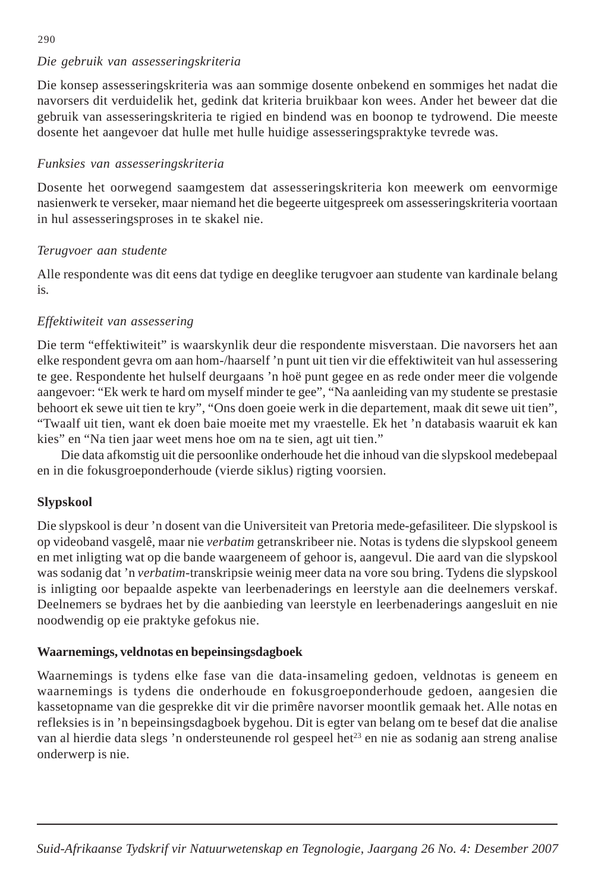*Die gebruik van assesseringskriteria*

Die konsep assesseringskriteria was aan sommige dosente onbekend en sommiges het nadat die navorsers dit verduidelik het, gedink dat kriteria bruikbaar kon wees. Ander het beweer dat die gebruik van assesseringskriteria te rigied en bindend was en boonop te tydrowend. Die meeste dosente het aangevoer dat hulle met hulle huidige assesseringspraktyke tevrede was.

*Funksies van assesseringskriteria*

Dosente het oorwegend saamgestem dat assesseringskriteria kon meewerk om eenvormige nasienwerk te verseker, maar niemand het die begeerte uitgespreek om assesseringskriteria voortaan in hul assesseringsproses in te skakel nie.

*Terugvoer aan studente*

Alle respondente was dit eens dat tydige en deeglike terugvoer aan studente van kardinale belang is.

*Effektiwiteit van assessering*

Die term "effektiwiteit" is waarskynlik deur die respondente misverstaan. Die navorsers het aan elke respondent gevra om aan hom-/haarself 'n punt uit tien vir die effektiwiteit van hul assessering te gee. Respondente het hulself deurgaans 'n hoë punt gegee en as rede onder meer die volgende aangevoer: "Ek werk te hard om myself minder te gee", "Na aanleiding van my studente se prestasie behoort ek sewe uit tien te kry", "Ons doen goeie werk in die departement, maak dit sewe uit tien", "Twaalf uit tien, want ek doen baie moeite met my vraestelle. Ek het 'n databasis waaruit ek kan kies" en "Na tien jaar weet mens hoe om na te sien, agt uit tien."

Die data afkomstig uit die persoonlike onderhoude het die inhoud van die slypskool medebepaal en in die fokusgroeponderhoude (vierde siklus) rigting voorsien.

**Slypskool**

Die slypskool is deur 'n dosent van die Universiteit van Pretoria mede-gefasiliteer. Die slypskool is op videoband vasgelê, maar nie *verbatim* getranskribeer nie. Notas is tydens die slypskool geneem en met inligting wat op die bande waargeneem of gehoor is, aangevul. Die aard van die slypskool was sodanig dat 'n *verbatim*-transkripsie weinig meer data na vore sou bring. Tydens die slypskool is inligting oor bepaalde aspekte van leerbenaderings en leerstyle aan die deelnemers verskaf. Deelnemers se bydraes het by die aanbieding van leerstyle en leerbenaderings aangesluit en nie noodwendig op eie praktyke gefokus nie.

**Waarnemings, veldnotas en bepeinsingsdagboek**

Waarnemings is tydens elke fase van die data-insameling gedoen, veldnotas is geneem en waarnemings is tydens die onderhoude en fokusgroeponderhoude gedoen, aangesien die kassetopname van die gesprekke dit vir die primêre navorser moontlik gemaak het. Alle notas en refleksies is in 'n bepeinsingsdagboek bygehou. Dit is egter van belang om te besef dat die analise van al hierdie data slegs 'n ondersteunende rol gespeel het[23] en nie as sodanig aan streng analise onderwerp is nie.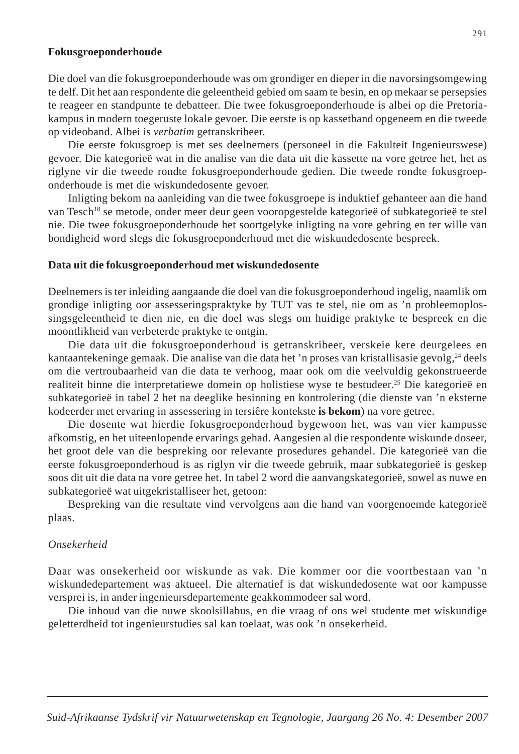**Fokusgroeponderhoude**

Die doel van die fokusgroeponderhoude was om grondiger en dieper in die navorsingsomgewing te delf. Dit het aan respondente die geleentheid gebied om saam te besin, en op mekaar se persepsies te reageer en standpunte te debatteer. Die twee fokusgroeponderhoude is albei op die Pretoria-kampus in modern toegeruste lokale gevoer. Die eerste is op kassetband opgeneem en die tweede op videoband. Albei is *verbatim* getranskribeer.

Die eerste fokusgroep is met ses deelnemers (personeel in die Fakulteit Ingenieurswese) gevoer. Die kategorieë wat in die analise van die data uit die kassette na vore getree het, het as riglyne vir die tweede rondte fokusgroeponderhoude gedien. Die tweede rondte fokusgroep-onderhoude is met die wiskundedosente gevoer.

Inligting bekom na aanleiding van die twee fokusgroepe is induktief gehanteer aan die hand van Tesch[18] se metode, onder meer deur geen vooropgestelde kategorieë of subkategorieë te stel nie. Die twee fokusgroeponderhoude het soortgelyke inligting na vore gebring en ter wille van bondigheid word slegs die fokusgroeponderhoud met die wiskundedosente bespreek.

**Data uit die fokusgroeponderhoud met wiskundedosente**

Deelnemers is ter inleiding aangaande die doel van die fokusgroeponderhoud ingelig, naamlik om grondige inligting oor assesseringspraktyke by TUT vas te stel, nie om as 'n probleemoplossingsgeleentheid te dien nie, en die doel was slegs om huidige praktyke te bespreek en die moontlikheid van verbeterde praktyke te ontgin.

Die data uit die fokusgroeponderhoud is getranskribeer, verskeie kere deurgelees en kantaantekeninge gemaak. Die analise van die data het 'n proses van kristallisasie gevolg,[24] deels om die vertroubaarheid van die data te verhoog, maar ook om die veelvuldig gekonstrueerde realiteit binne die interpretatiewe domein op holistiese wyse te bestudeer.[25] Die kategorieë en subkategorieë in tabel 2 het na deeglike besinning en kontrolering (die dienste van 'n eksterne kodeerder met ervaring in assessering in tersiêre kontekste **is bekom**) na vore getree.

Die dosente wat hierdie fokusgroeponderhoud bygewoon het, was van vier kampusse afkomstig, en het uiteenlopende ervarings gehad. Aangesien al die respondente wiskunde doseer, het groot dele van die bespreking oor relevante prosedures gehandel. Die kategorieë van die eerste fokusgroeponderhoud is as riglyn vir die tweede gebruik, maar subkategorieë is geskep soos dit uit die data na vore getree het. In tabel 2 word die aanvangskategorieë, sowel as nuwe en subkategorieë wat uitgekristalliseer het, getoon:

Bespreking van die resultate vind vervolgens aan die hand van voorgenoemde kategorieë plaas.

*Onsekerheid*

Daar was onsekerheid oor wiskunde as vak. Die kommer oor die voortbestaan van 'n wiskundedepartement was aktueel. Die alternatief is dat wiskundedosente wat oor kampusse versprei is, in ander ingenieursdepartemente geakkommodeer sal word.

Die inhoud van die nuwe skoolsillabus, en die vraag of ons wel studente met wiskundige geletterdheid tot ingenieurstudies sal kan toelaat, was ook 'n onsekerheid.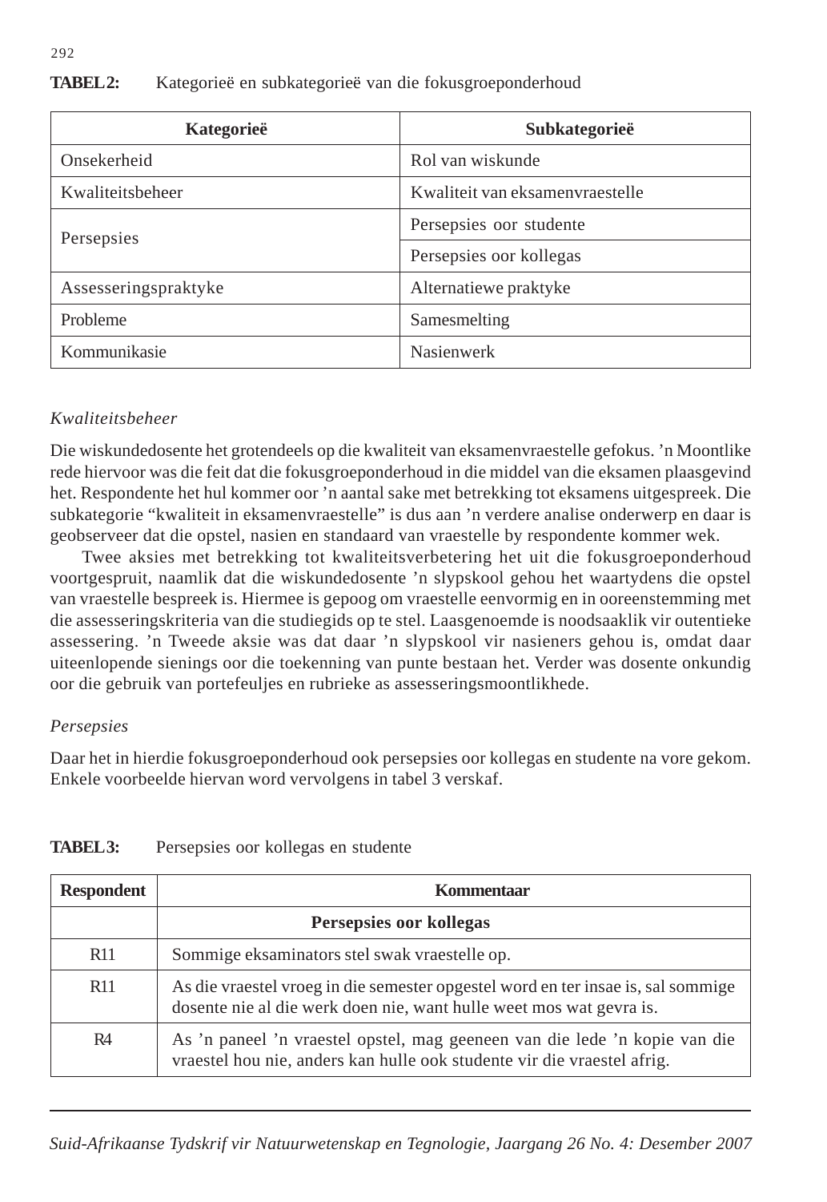**TABEL 2:** Kategorieë en subkategorieë van die fokusgroeponderhoud

| Kategorieë | Subkategorieë |
|---|---|
| Onsekerheid | Rol van wiskunde |
| Kwaliteitsbeheer | Kwaliteit van eksamenvraestelle |
| Persepsies | Persepsies oor studente |
| | Persepsies oor kollegas |
| Assesseringspraktyke | Alternatiewe praktyke |
| Probleme | Samesmelting |
| Kommunikasie | Nasienwerk |

*Kwaliteitsbeheer*

Die wiskundedosente het grotendeels op die kwaliteit van eksamenvraestelle gefokus. 'n Moontlike rede hiervoor was die feit dat die fokusgroeponderhoud in die middel van die eksamen plaasgevind het. Respondente het hul kommer oor 'n aantal sake met betrekking tot eksamens uitgespreek. Die subkategorie "kwaliteit in eksamenvraestelle" is dus aan 'n verdere analise onderwerp en daar is geobserveer dat die opstel, nasien en standaard van vraestelle by respondente kommer wek.

Twee aksies met betrekking tot kwaliteitsverbetering het uit die fokusgroeponderhoud voortgespruit, naamlik dat die wiskundedosente 'n slypskool gehou het waartydens die opstel van vraestelle bespreek is. Hiermee is gepoog om vraestelle eenvormig en in ooreenstemming met die assesseringskriteria van die studiegids op te stel. Laasgenoemde is noodsaaklik vir outentieke assessering. 'n Tweede aksie was dat daar 'n slypskool vir nasieners gehou is, omdat daar uiteenlopende sienings oor die toekenning van punte bestaan het. Verder was dosente onkundig oor die gebruik van portefeuljes en rubrieke as assesseringsmoontlikhede.

*Persepsies*

Daar het in hierdie fokusgroeponderhoud ook persepsies oor kollegas en studente na vore gekom. Enkele voorbeelde hiervan word vervolgens in tabel 3 verskaf.

**TABEL 3:** Persepsies oor kollegas en studente

| Respondent | Kommentaar |
|---|---|
| | **Persepsies oor kollegas** |
| R11 | Sommige eksaminators stel swak vraestelle op. |
| R11 | As die vraestel vroeg in die semester opgestel word en ter insae is, sal sommige dosente nie al die werk doen nie, want hulle weet mos wat gevra is. |
| R4 | As 'n paneel 'n vraestel opstel, mag geeneen van die lede 'n kopie van die vraestel hou nie, anders kan hulle ook studente vir die vraestel afrig. |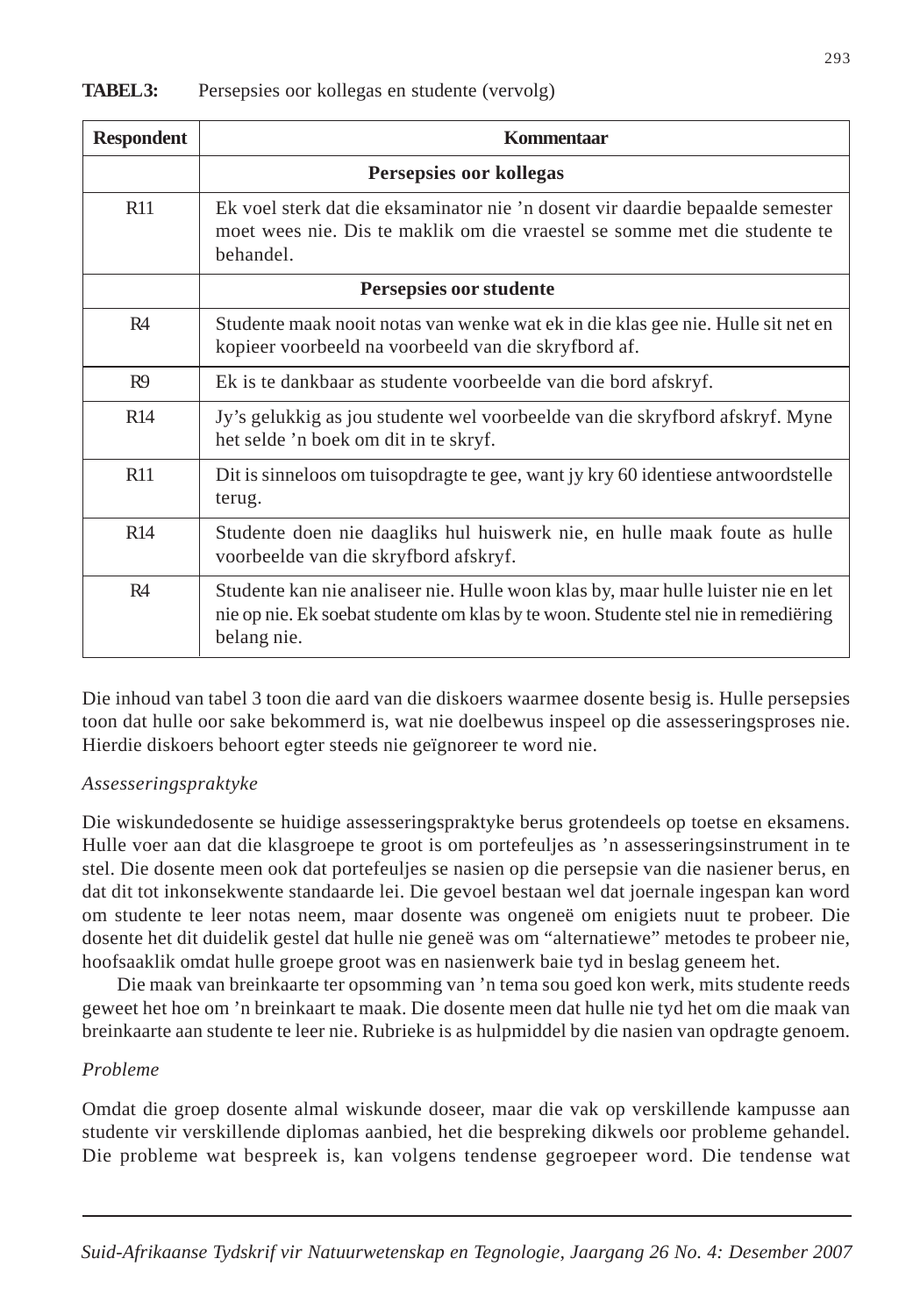**TABEL 3:** Persepsies oor kollegas en studente (vervolg)

| Respondent | Kommentaar |
|---|---|
| | **Persepsies oor kollegas** |
| R11 | Ek voel sterk dat die eksaminator nie ’n dosent vir daardie bepaalde semester moet wees nie. Dis te maklik om die vraestel se somme met die studente te behandel. |
| | **Persepsies oor studente** |
| R4 | Studente maak nooit notas van wenke wat ek in die klas gee nie. Hulle sit net en kopieer voorbeeld na voorbeeld van die skryfbord af. |
| R9 | Ek is te dankbaar as studente voorbeelde van die bord afskryf. |
| R14 | Jy’s gelukkig as jou studente wel voorbeelde van die skryfbord afskryf. Myne het selde ’n boek om dit in te skryf. |
| R11 | Dit is sinneloos om tuisopdragte te gee, want jy kry 60 identiese antwoordstelle terug. |
| R14 | Studente doen nie daagliks hul huiswerk nie, en hulle maak foute as hulle voorbeelde van die skryfbord afskryf. |
| R4 | Studente kan nie analiseer nie. Hulle woon klas by, maar hulle luister nie en let nie op nie. Ek soebat studente om klas by te woon. Studente stel nie in remediëring belang nie. |

Die inhoud van tabel 3 toon die aard van die diskoers waarmee dosente besig is. Hulle persepsies toon dat hulle oor sake bekommerd is, wat nie doelbewus inspeel op die assesseringsproses nie. Hierdie diskoers behoort egter steeds nie geïgnoreer te word nie.

*Assesseringspraktyke*

Die wiskundedosente se huidige assesseringspraktyke berus grotendeels op toetse en eksamens. Hulle voer aan dat die klasgroepe te groot is om portefeuljes as ’n assesseringsinstrument in te stel. Die dosente meen ook dat portefeuljes se nasien op die persepsie van die nasiener berus, en dat dit tot inkonsekwente standaarde lei. Die gevoel bestaan wel dat joernale ingespan kan word om studente te leer notas neem, maar dosente was ongeneë om enigiets nuut te probeer. Die dosente het dit duidelik gestel dat hulle nie geneë was om “alternatiewe” metodes te probeer nie, hoofsaaklik omdat hulle groepe groot was en nasienwerk baie tyd in beslag geneem het.

Die maak van breinkaarte ter opsomming van ’n tema sou goed kon werk, mits studente reeds geweet het hoe om ’n breinkaart te maak. Die dosente meen dat hulle nie tyd het om die maak van breinkaarte aan studente te leer nie. Rubrieke is as hulpmiddel by die nasien van opdragte genoem.

*Probleme*

Omdat die groep dosente almal wiskunde doseer, maar die vak op verskillende kampusse aan studente vir verskillende diplomas aanbied, het die bespreking dikwels oor probleme gehandel. Die probleme wat bespreek is, kan volgens tendense gegroepeer word. Die tendense wat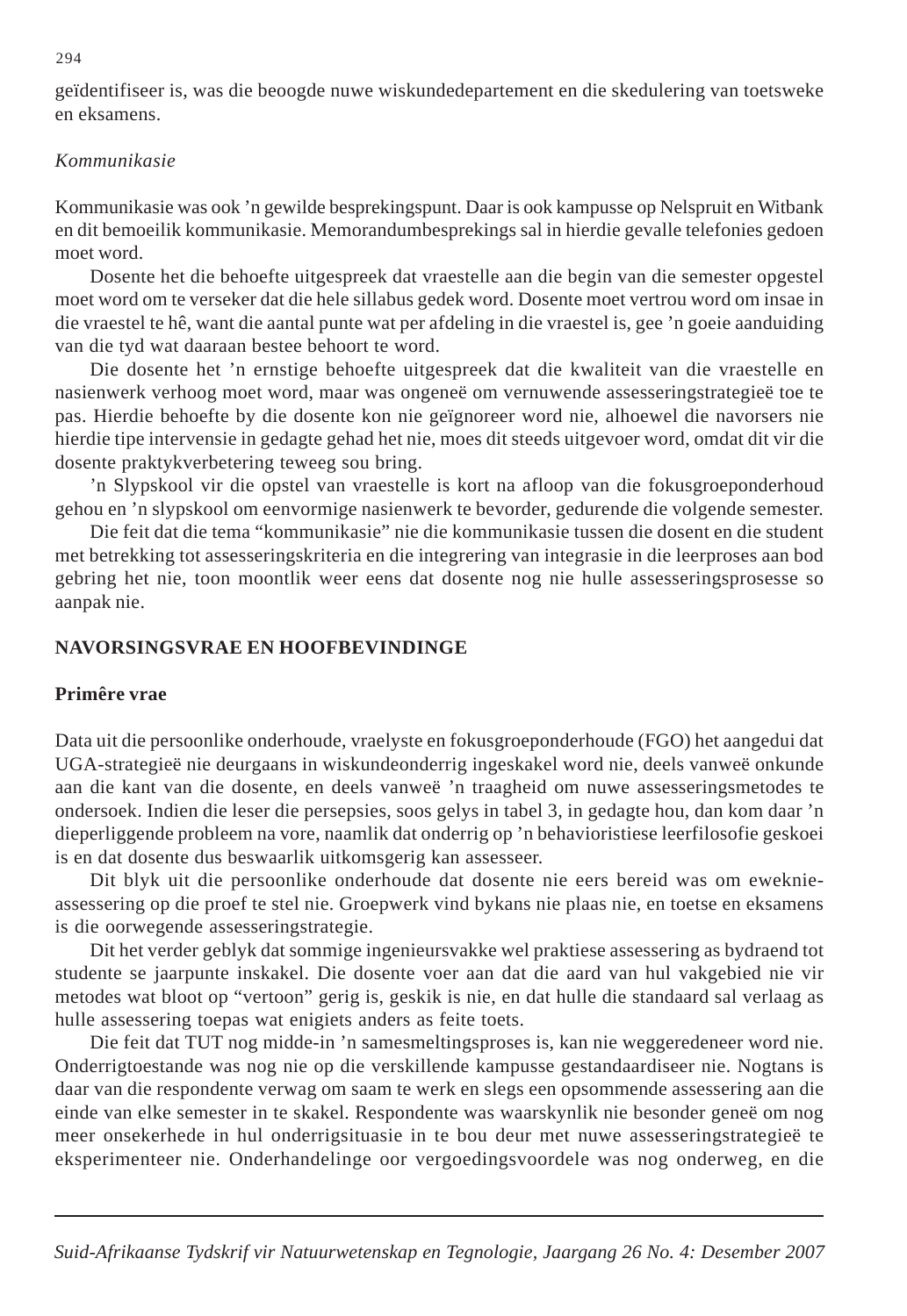geïdentifiseer is, was die beoogde nuwe wiskundedepartement en die skedulering van toetsweke en eksamens.

*Kommunikasie*

Kommunikasie was ook 'n gewilde besprekingspunt. Daar is ook kampusse op Nelspruit en Witbank en dit bemoeilik kommunikasie. Memorandumbesprekings sal in hierdie gevalle telefonies gedoen moet word.

Dosente het die behoefte uitgespreek dat vraestelle aan die begin van die semester opgestel moet word om te verseker dat die hele sillabus gedek word. Dosente moet vertrou word om insae in die vraestel te hê, want die aantal punte wat per afdeling in die vraestel is, gee 'n goeie aanduiding van die tyd wat daaraan bestee behoort te word.

Die dosente het 'n ernstige behoefte uitgespreek dat die kwaliteit van die vraestelle en nasienwerk verhoog moet word, maar was ongeneë om vernuwende assesseringstrategieë toe te pas. Hierdie behoefte by die dosente kon nie geïgnoreer word nie, alhoewel die navorsers nie hierdie tipe intervensie in gedagte gehad het nie, moes dit steeds uitgevoer word, omdat dit vir die dosente praktykverbetering teweeg sou bring.

'n Slypskool vir die opstel van vraestelle is kort na afloop van die fokusgroeponderhoud gehou en 'n slypskool om eenvormige nasienwerk te bevorder, gedurende die volgende semester.

Die feit dat die tema "kommunikasie" nie die kommunikasie tussen die dosent en die student met betrekking tot assesseringskriteria en die integrering van integrasie in die leerproses aan bod gebring het nie, toon moontlik weer eens dat dosente nog nie hulle assesseringsprosesse so aanpak nie.

## NAVORSINGSVRAE EN HOOFBEVINDINGE

### Primêre vrae

Data uit die persoonlike onderhoude, vraelyste en fokusgroeponderhoude (FGO) het aangedui dat UGA-strategieë nie deurgaans in wiskundeonderrig ingeskakel word nie, deels vanweë onkunde aan die kant van die dosente, en deels vanweë 'n traagheid om nuwe assesseringsmetodes te ondersoek. Indien die leser die persepsies, soos gelys in tabel 3, in gedagte hou, dan kom daar 'n dieperliggende probleem na vore, naamlik dat onderrig op 'n behavioristiese leerfilosofie geskoei is en dat dosente dus beswaarlik uitkomsgerig kan assesseer.

Dit blyk uit die persoonlike onderhoude dat dosente nie eers bereid was om eweknie-assessering op die proef te stel nie. Groepwerk vind bykans nie plaas nie, en toetse en eksamens is die oorwegende assesseringstrategie.

Dit het verder geblyk dat sommige ingenieursvakke wel praktiese assessering as bydraend tot studente se jaarpunte inskakel. Die dosente voer aan dat die aard van hul vakgebied nie vir metodes wat bloot op "vertoon" gerig is, geskik is nie, en dat hulle die standaard sal verlaag as hulle assessering toepas wat enigiets anders as feite toets.

Die feit dat TUT nog midde-in 'n samesmeltingsproses is, kan nie weggeredeneer word nie. Onderrigtoestande was nog nie op die verskillende kampusse gestandaardiseer nie. Nogtans is daar van die respondente verwag om saam te werk en slegs een opsommende assessering aan die einde van elke semester in te skakel. Respondente was waarskynlik nie besonder geneë om nog meer onsekerhede in hul onderrigsituasie in te bou deur met nuwe assesseringstrategieë te eksperimenteer nie. Onderhandelinge oor vergoedingsvoordele was nog onderweg, en die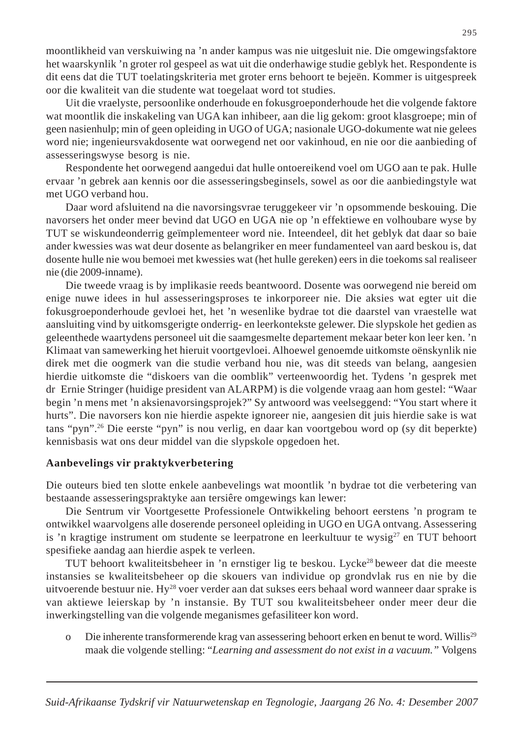moontlikheid van verskuiwing na ’n ander kampus was nie uitgesluit nie. Die omgewingsfaktore het waarskynlik ’n groter rol gespeel as wat uit die onderhawige studie geblyk het. Respondente is dit eens dat die TUT toelatingskriteria met groter erns behoort te bejeën. Kommer is uitgespreek oor die kwaliteit van die studente wat toegelaat word tot studies.

Uit die vraelyste, persoonlike onderhoude en fokusgroeponderhoude het die volgende faktore wat moontlik die inskakeling van UGA kan inhibeer, aan die lig gekom: groot klasgroepe; min of geen nasienhulp; min of geen opleiding in UGO of UGA; nasionale UGO-dokumente wat nie gelees word nie; ingenieursvakdosente wat oorwegend net oor vakinhoud, en nie oor die aanbieding of assesseringswyse besorg is nie.

Respondente het oorwegend aangedui dat hulle ontoereikend voel om UGO aan te pak. Hulle ervaar ’n gebrek aan kennis oor die assesseringsbeginsels, sowel as oor die aanbiedingstyle wat met UGO verband hou.

Daar word afsluitend na die navorsingsvrae teruggekeer vir ’n opsommende beskouing. Die navorsers het onder meer bevind dat UGO en UGA nie op ’n effektiewe en volhoubare wyse by TUT se wiskundeonderrig geïmplementeer word nie. Inteendeel, dit het geblyk dat daar so baie ander kwessies was wat deur dosente as belangriker en meer fundamenteel van aard beskou is, dat dosente hulle nie wou bemoei met kwessies wat (het hulle gereken) eers in die toekoms sal realiseer nie (die 2009-inname).

Die tweede vraag is by implikasie reeds beantwoord. Dosente was oorwegend nie bereid om enige nuwe idees in hul assesseringsproses te inkorporeer nie. Die aksies wat egter uit die fokusgroeponderhoude gevloei het, het ’n wesenlike bydrae tot die daarstel van vraestelle wat aansluiting vind by uitkomsgerigte onderrig- en leerkontekste gelewer. Die slypskole het gedien as geleenthede waartydens personeel uit die saamgesmelte departement mekaar beter kon leer ken. ’n Klimaat van samewerking het hieruit voortgevloei. Alhoewel genoemde uitkomste oënskynlik nie direk met die oogmerk van die studie verband hou nie, was dit steeds van belang, aangesien hierdie uitkomste die “diskoers van die oomblik” verteenwoordig het. Tydens ’n gesprek met dr Ernie Stringer (huidige president van ALARPM) is die volgende vraag aan hom gestel: “Waar begin ’n mens met ’n aksienavorsingsprojek?” Sy antwoord was veelseggend: “You start where it hurts”. Die navorsers kon nie hierdie aspekte ignoreer nie, aangesien dit juis hierdie sake is wat tans “pyn”.[26] Die eerste “pyn” is nou verlig, en daar kan voortgebou word op (sy dit beperkte) kennisbasis wat ons deur middel van die slypskole opgedoen het.

## Aanbevelings vir praktykverbetering

Die outeurs bied ten slotte enkele aanbevelings wat moontlik ’n bydrae tot die verbetering van bestaande assesseringspraktyke aan tersiêre omgewings kan lewer:

Die Sentrum vir Voortgesette Professionele Ontwikkeling behoort eerstens ’n program te ontwikkel waarvolgens alle doserende personeel opleiding in UGO en UGA ontvang. Assessering is ’n kragtige instrument om studente se leerpatrone en leerkultuur te wysig[27] en TUT behoort spesifieke aandag aan hierdie aspek te verleen.

TUT behoort kwaliteitsbeheer in ’n ernstiger lig te beskou. Lycke[28] beweer dat die meeste instansies se kwaliteitsbeheer op die skouers van individue op grondvlak rus en nie by die uitvoerende bestuur nie. Hy[28] voer verder aan dat sukses eers behaal word wanneer daar sprake is van aktiewe leierskap by ’n instansie. By TUT sou kwaliteitsbeheer onder meer deur die inwerkingstelling van die volgende meganismes gefasiliteer kon word.

- Die inherente transformerende krag van assessering behoort erken en benut te word. Willis[29] maak die volgende stelling: “*Learning and assessment do not exist in a vacuum.*” Volgens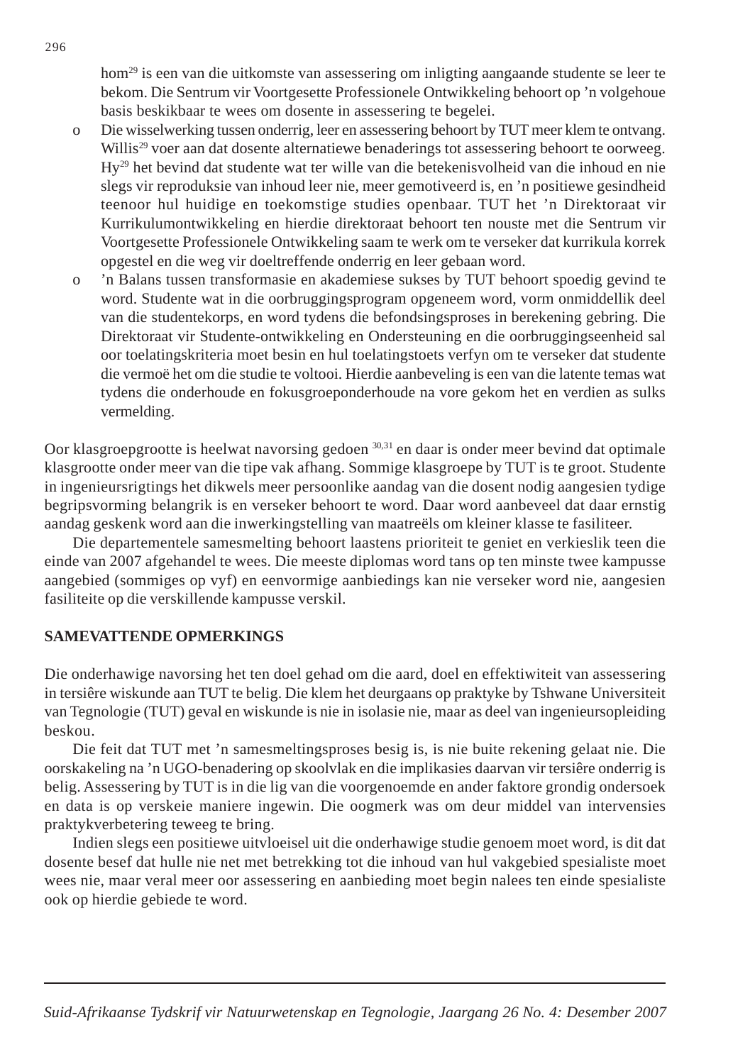hom[29] is een van die uitkomste van assessering om inligting aangaande studente se leer te bekom. Die Sentrum vir Voortgesette Professionele Ontwikkeling behoort op 'n volgehoue basis beskikbaar te wees om dosente in assessering te begelei.

- Die wisselwerking tussen onderrig, leer en assessering behoort by TUT meer klem te ontvang. Willis[29] voer aan dat dosente alternatiewe benaderings tot assessering behoort te oorweeg. Hy[29] het bevind dat studente wat ter wille van die betekenisvolheid van die inhoud en nie slegs vir reproduksie van inhoud leer nie, meer gemotiveerd is, en 'n positiewe gesindheid teenoor hul huidige en toekomstige studies openbaar. TUT het 'n Direktoraat vir Kurrikulumontwikkeling en hierdie direktoraat behoort ten nouste met die Sentrum vir Voortgesette Professionele Ontwikkeling saam te werk om te verseker dat kurrikula korrek opgestel en die weg vir doeltreffende onderrig en leer gebaan word.
- 'n Balans tussen transformasie en akademiese sukses by TUT behoort spoedig gevind te word. Studente wat in die oorbruggingsprogram opgeneem word, vorm onmiddellik deel van die studentekorps, en word tydens die befondsingsproses in berekening gebring. Die Direktoraat vir Studente-ontwikkeling en Ondersteuning en die oorbruggingseenheid sal oor toelatingskriteria moet besin en hul toelatingstoets verfyn om te verseker dat studente die vermoë het om die studie te voltooi. Hierdie aanbeveling is een van die latente temas wat tydens die onderhoude en fokusgroeponderhoude na vore gekom het en verdien as sulks vermelding.

Oor klasgroepgrootte is heelwat navorsing gedoen [30,31] en daar is onder meer bevind dat optimale klasgrootte onder meer van die tipe vak afhang. Sommige klasgroepe by TUT is te groot. Studente in ingenieursrigtings het dikwels meer persoonlike aandag van die dosent nodig aangesien tydige begripsvorming belangrik is en verseker behoort te word. Daar word aanbeveel dat daar ernstig aandag geskenk word aan die inwerkingstelling van maatreëls om kleiner klasse te fasiliteer.

Die departementele samesmelting behoort laastens prioriteit te geniet en verkieslik teen die einde van 2007 afgehandel te wees. Die meeste diplomas word tans op ten minste twee kampusse aangebied (sommiges op vyf) en eenvormige aanbiedings kan nie verseker word nie, aangesien fasiliteite op die verskillende kampusse verskil.

## SAMEVATTENDE OPMERKINGS

Die onderhawige navorsing het ten doel gehad om die aard, doel en effektiwiteit van assessering in tersiêre wiskunde aan TUT te belig. Die klem het deurgaans op praktyke by Tshwane Universiteit van Tegnologie (TUT) geval en wiskunde is nie in isolasie nie, maar as deel van ingenieursopleiding beskou.

Die feit dat TUT met 'n samesmeltingsproses besig is, is nie buite rekening gelaat nie. Die oorskakeling na 'n UGO-benadering op skoolvlak en die implikasies daarvan vir tersiêre onderrig is belig. Assessering by TUT is in die lig van die voorgenoemde en ander faktore grondig ondersoek en data is op verskeie maniere ingewin. Die oogmerk was om deur middel van intervensies praktykverbetering teweeg te bring.

Indien slegs een positiewe uitvloeisel uit die onderhawige studie genoem moet word, is dit dat dosente besef dat hulle nie net met betrekking tot die inhoud van hul vakgebied spesialiste moet wees nie, maar veral meer oor assessering en aanbieding moet begin nalees ten einde spesialiste ook op hierdie gebiede te word.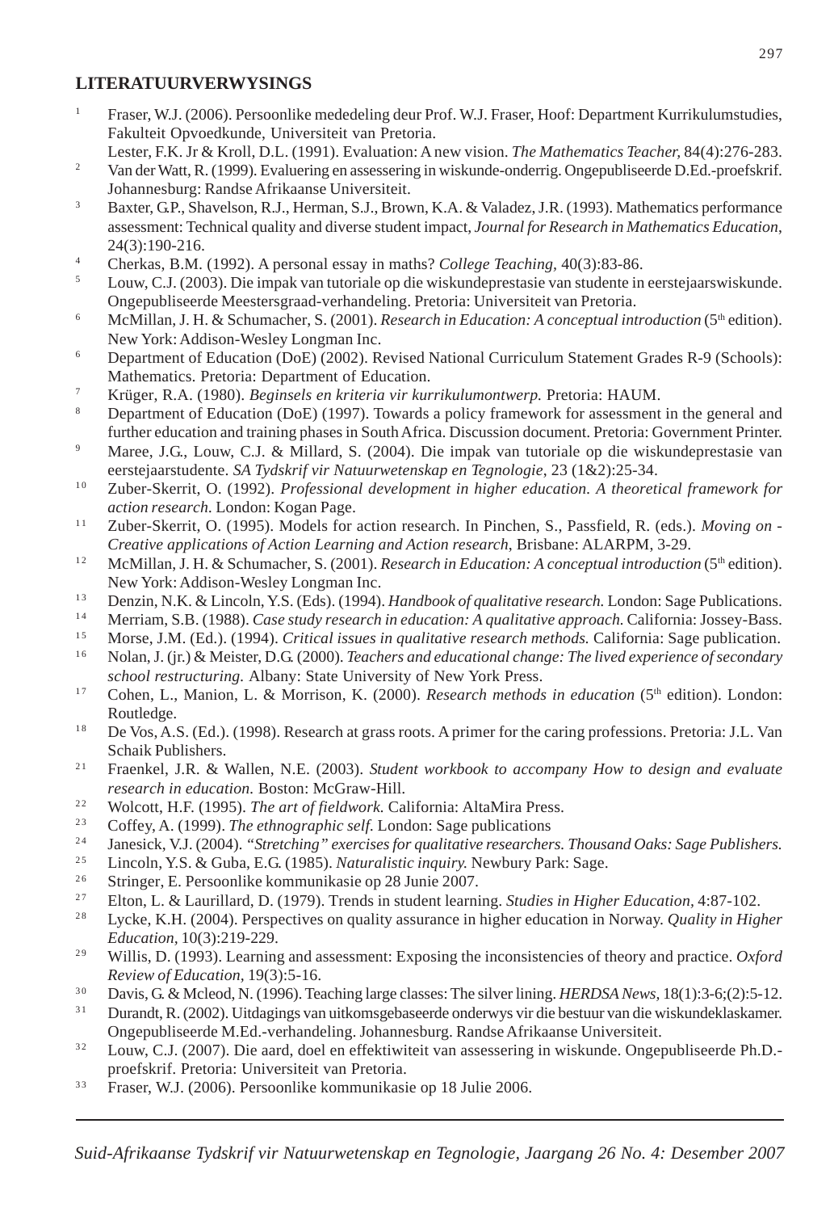## LITERATUURVERWYSINGS

[1] Fraser, W.J. (2006). Persoonlike mededeling deur Prof. W.J. Fraser, Hoof: Department Kurrikulumstudies, Fakulteit Opvoedkunde, Universiteit van Pretoria.
Lester, F.K. Jr & Kroll, D.L. (1991). Evaluation: A new vision. *The Mathematics Teacher,* 84(4):276-283.

[2] Van der Watt, R. (1999). Evaluering en assessering in wiskunde-onderrig. Ongepubliseerde D.Ed.-proefskrif. Johannesburg: Randse Afrikaanse Universiteit.

[3] Baxter, G.P., Shavelson, R.J., Herman, S.J., Brown, K.A. & Valadez, J.R. (1993). Mathematics performance assessment: Technical quality and diverse student impact, *Journal for Research in Mathematics Education*, 24(3):190-216.

[4] Cherkas, B.M. (1992). A personal essay in maths? *College Teaching,* 40(3):83-86.

[5] Louw, C.J. (2003). Die impak van tutoriale op die wiskundeprestasie van studente in eerstejaarswiskunde. Ongepubliseerde Meestersgraad-verhandeling. Pretoria: Universiteit van Pretoria.

[6] McMillan, J. H. & Schumacher, S. (2001). *Research in Education: A conceptual introduction* (5th edition). New York: Addison-Wesley Longman Inc.

[6] Department of Education (DoE) (2002). Revised National Curriculum Statement Grades R-9 (Schools): Mathematics. Pretoria: Department of Education.

[7] Krüger, R.A. (1980). *Beginsels en kriteria vir kurrikulumontwerp.* Pretoria: HAUM.

[8] Department of Education (DoE) (1997). Towards a policy framework for assessment in the general and further education and training phases in South Africa. Discussion document. Pretoria: Government Printer.

[9] Maree, J.G., Louw, C.J. & Millard, S. (2004). Die impak van tutoriale op die wiskundeprestasie van eerstejaarstudente. *SA Tydskrif vir Natuurwetenskap en Tegnologie*, 23 (1&2):25-34.

[10] Zuber-Skerrit, O. (1992). *Professional development in higher education. A theoretical framework for action research*. London: Kogan Page.

[11] Zuber-Skerrit, O. (1995). Models for action research. In Pinchen, S., Passfield, R. (eds.). *Moving on - Creative applications of Action Learning and Action research*, Brisbane: ALARPM, 3-29.

[12] McMillan, J. H. & Schumacher, S. (2001). *Research in Education: A conceptual introduction* (5th edition). New York: Addison-Wesley Longman Inc.

[13] Denzin, N.K. & Lincoln, Y.S. (Eds). (1994). *Handbook of qualitative research.* London: Sage Publications.

[14] Merriam, S.B. (1988). *Case study research in education: A qualitative approach.* California: Jossey-Bass.

[15] Morse, J.M. (Ed.). (1994). *Critical issues in qualitative research methods.* California: Sage publication.

[16] Nolan, J. (jr.) & Meister, D.G. (2000). *Teachers and educational change: The lived experience of secondary school restructuring.* Albany: State University of New York Press.

[17] Cohen, L., Manion, L. & Morrison, K. (2000). *Research methods in education* (5th edition). London: Routledge.

[18] De Vos, A.S. (Ed.). (1998). Research at grass roots. A primer for the caring professions. Pretoria: J.L. Van Schaik Publishers.

[21] Fraenkel, J.R. & Wallen, N.E. (2003). *Student workbook to accompany How to design and evaluate research in education.* Boston: McGraw-Hill.

[22] Wolcott, H.F. (1995). *The art of fieldwork.* California: AltaMira Press.

[23] Coffey, A. (1999). *The ethnographic self.* London: Sage publications

[24] Janesick, V.J. (2004). *"Stretching" exercises for qualitative researchers. Thousand Oaks: Sage Publishers.*

[25] Lincoln, Y.S. & Guba, E.G. (1985). *Naturalistic inquiry.* Newbury Park: Sage.

[26] Stringer, E. Persoonlike kommunikasie op 28 Junie 2007.

[27] Elton, L. & Laurillard, D. (1979). Trends in student learning. *Studies in Higher Education,* 4:87-102.

[28] Lycke, K.H. (2004). Perspectives on quality assurance in higher education in Norway. *Quality in Higher Education*, 10(3):219-229.

[29] Willis, D. (1993). Learning and assessment: Exposing the inconsistencies of theory and practice. *Oxford Review of Education,* 19(3):5-16.

[30] Davis, G. & Mcleod, N. (1996). Teaching large classes: The silver lining. *HERDSA News,* 18(1):3-6;(2):5-12.

[31] Durandt, R. (2002). Uitdagings van uitkomsgebaseerde onderwys vir die bestuur van die wiskundeklaskamer. Ongepubliseerde M.Ed.-verhandeling. Johannesburg. Randse Afrikaanse Universiteit.

[32] Louw, C.J. (2007). Die aard, doel en effektiwiteit van assessering in wiskunde. Ongepubliseerde Ph.D.-proefskrif. Pretoria: Universiteit van Pretoria.

[33] Fraser, W.J. (2006). Persoonlike kommunikasie op 18 Julie 2006.